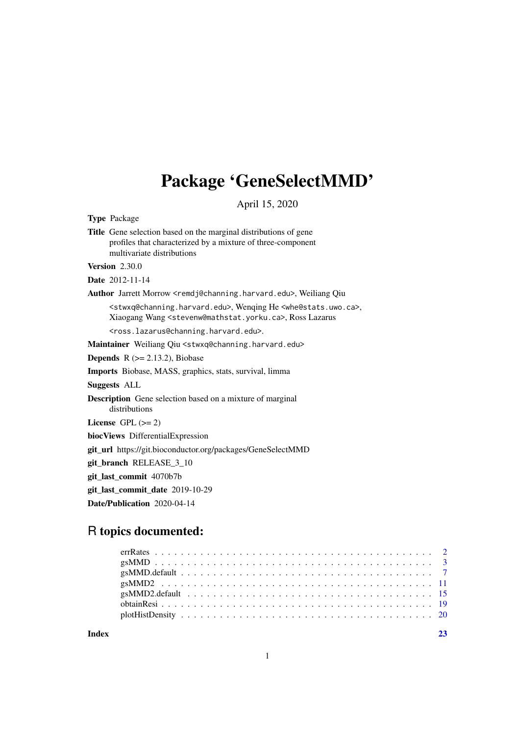# Package 'GeneSelectMMD'

April 15, 2020

**Type** Package

**Title** Gene selection based on the marginal distributions of gene profiles that characterized by a mixture of three-component multivariate distributions

**Version** 2.30.0

**Date** 2012-11-14

**Author** Jarrett Morrow <remdj@channing.harvard.edu>, Weiliang Qiu <stwxq@channing.harvard.edu>, Wenqing He <whe@stats.uwo.ca>, Xiaogang Wang <stevenw@mathstat.yorku.ca>, Ross Lazarus <ross.lazarus@channing.harvard.edu>.

**Maintainer** Weiliang Qiu <stwxq@channing.harvard.edu>

**Depends** R (>= 2.13.2), Biobase

**Imports** Biobase, MASS, graphics, stats, survival, limma

**Suggests** ALL

**Description** Gene selection based on a mixture of marginal distributions

**License** GPL (>= 2)

**biocViews** DifferentialExpression

**git_url** https://git.bioconductor.org/packages/GeneSelectMMD

**git_branch** RELEASE_3_10

**git_last_commit** 4070b7b

**git_last_commit_date** 2019-10-29

**Date/Publication** 2020-04-14

## R topics documented:

| | |
|---|---|
| errRates | 2 |
| gsMMD | 3 |
| gsMMD.default | 7 |
| gsMMD2 | 11 |
| gsMMD2.default | 15 |
| obtainResi | 19 |
| plotHistDensity | 20 |
| **Index** | **23** |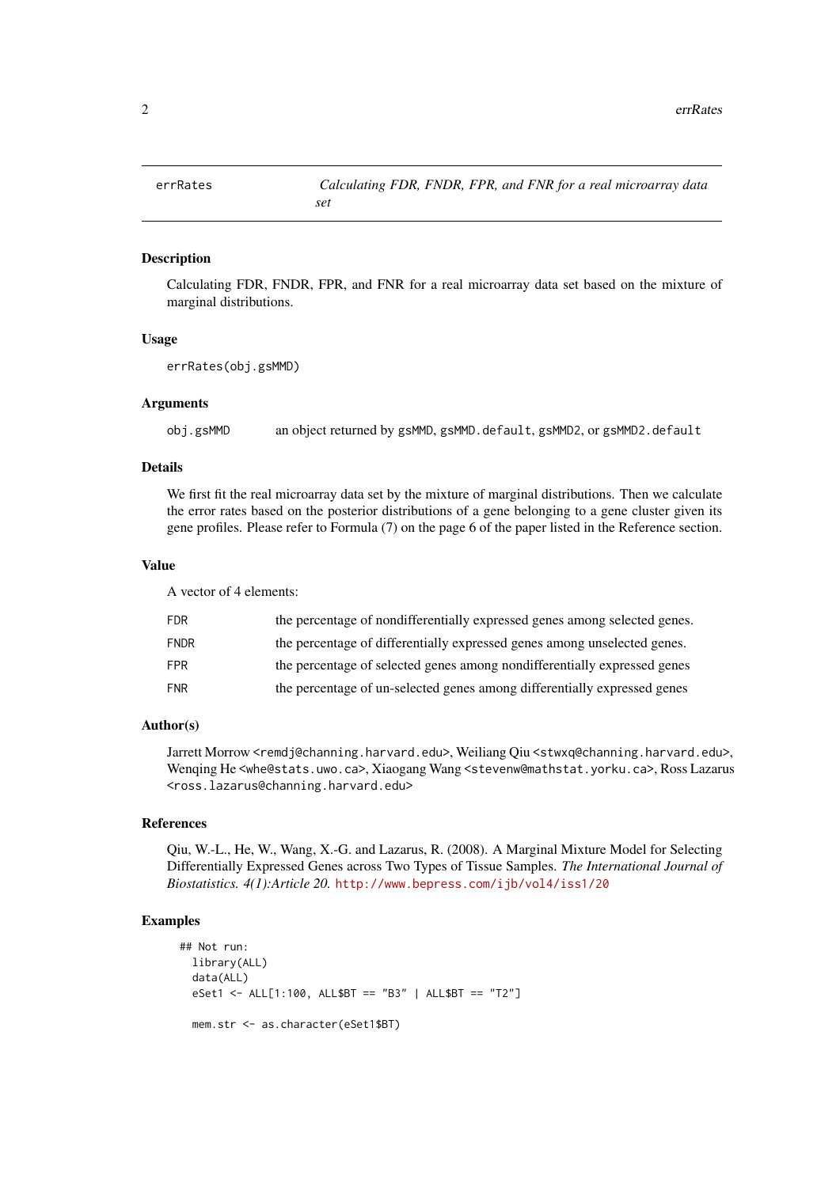# errRates — Calculating FDR, FNDR, FPR, and FNR for a real microarray data set

## Description

Calculating FDR, FNDR, FPR, and FNR for a real microarray data set based on the mixture of marginal distributions.

## Usage

```
errRates(obj.gsMMD)
```

## Arguments

| | |
|---|---|
| `obj.gsMMD` | an object returned by `gsMMD`, `gsMMD.default`, `gsMMD2`, or `gsMMD2.default` |

## Details

We first fit the real microarray data set by the mixture of marginal distributions. Then we calculate the error rates based on the posterior distributions of a gene belonging to a gene cluster given its gene profiles. Please refer to Formula (7) on the page 6 of the paper listed in the Reference section.

## Value

A vector of 4 elements:

| | |
|---|---|
| `FDR` | the percentage of nondifferentially expressed genes among selected genes. |
| `FNDR` | the percentage of differentially expressed genes among unselected genes. |
| `FPR` | the percentage of selected genes among nondifferentially expressed genes |
| `FNR` | the percentage of un-selected genes among differentially expressed genes |

## Author(s)

Jarrett Morrow <remdj@channing.harvard.edu>, Weiliang Qiu <stwxq@channing.harvard.edu>, Wenqing He <whe@stats.uwo.ca>, Xiaogang Wang <stevenw@mathstat.yorku.ca>, Ross Lazarus <ross.lazarus@channing.harvard.edu>

## References

Qiu, W.-L., He, W., Wang, X.-G. and Lazarus, R. (2008). A Marginal Mixture Model for Selecting Differentially Expressed Genes across Two Types of Tissue Samples. *The International Journal of Biostatistics. 4(1):Article 20.* http://www.bepress.com/ijb/vol4/iss1/20

## Examples

```
## Not run:
  library(ALL)
  data(ALL)
  eSet1 <- ALL[1:100, ALL$BT == "B3" | ALL$BT == "T2"]

  mem.str <- as.character(eSet1$BT)
```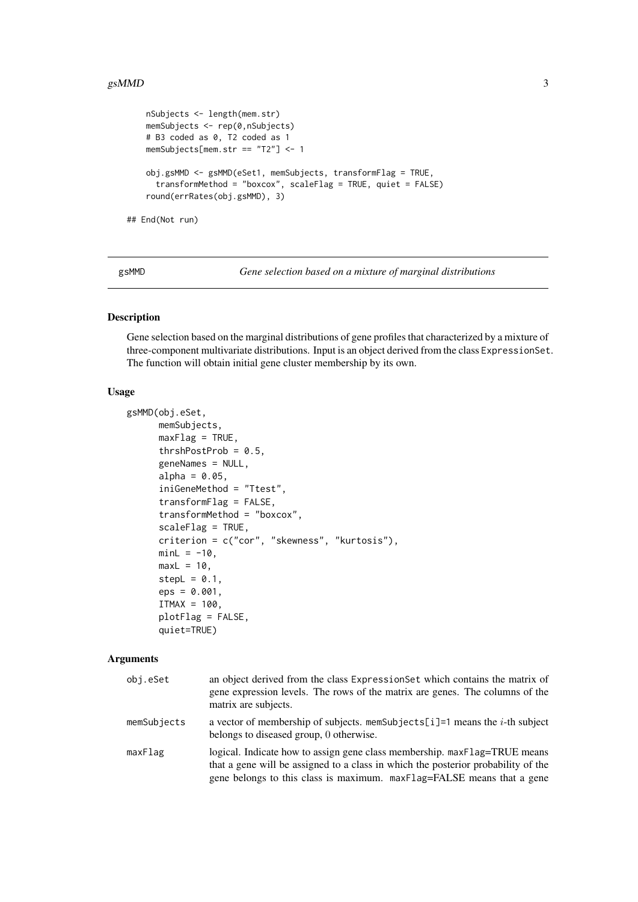```
    nSubjects <- length(mem.str)
    memSubjects <- rep(0,nSubjects)
    # B3 coded as 0, T2 coded as 1
    memSubjects[mem.str == "T2"] <- 1

    obj.gsMMD <- gsMMD(eSet1, memSubjects, transformFlag = TRUE,
      transformMethod = "boxcox", scaleFlag = TRUE, quiet = FALSE)
    round(errRates(obj.gsMMD), 3)

## End(Not run)
```

---

# gsMMD — *Gene selection based on a mixture of marginal distributions*

---

## Description

Gene selection based on the marginal distributions of gene profiles that characterized by a mixture of three-component multivariate distributions. Input is an object derived from the class ExpressionSet. The function will obtain initial gene cluster membership by its own.

## Usage

```
gsMMD(obj.eSet,
      memSubjects,
      maxFlag = TRUE,
      thrshPostProb = 0.5,
      geneNames = NULL,
      alpha = 0.05,
      iniGeneMethod = "Ttest",
      transformFlag = FALSE,
      transformMethod = "boxcox",
      scaleFlag = TRUE,
      criterion = c("cor", "skewness", "kurtosis"),
      minL = -10,
      maxL = 10,
      stepL = 0.1,
      eps = 0.001,
      ITMAX = 100,
      plotFlag = FALSE,
      quiet=TRUE)
```

## Arguments

| | |
|---|---|
| obj.eSet | an object derived from the class ExpressionSet which contains the matrix of gene expression levels. The rows of the matrix are genes. The columns of the matrix are subjects. |
| memSubjects | a vector of membership of subjects. memSubjects[i]=1 means the $i$-th subject belongs to diseased group, 0 otherwise. |
| maxFlag | logical. Indicate how to assign gene class membership. maxFlag=TRUE means that a gene will be assigned to a class in which the posterior probability of the gene belongs to this class is maximum. maxFlag=FALSE means that a gene |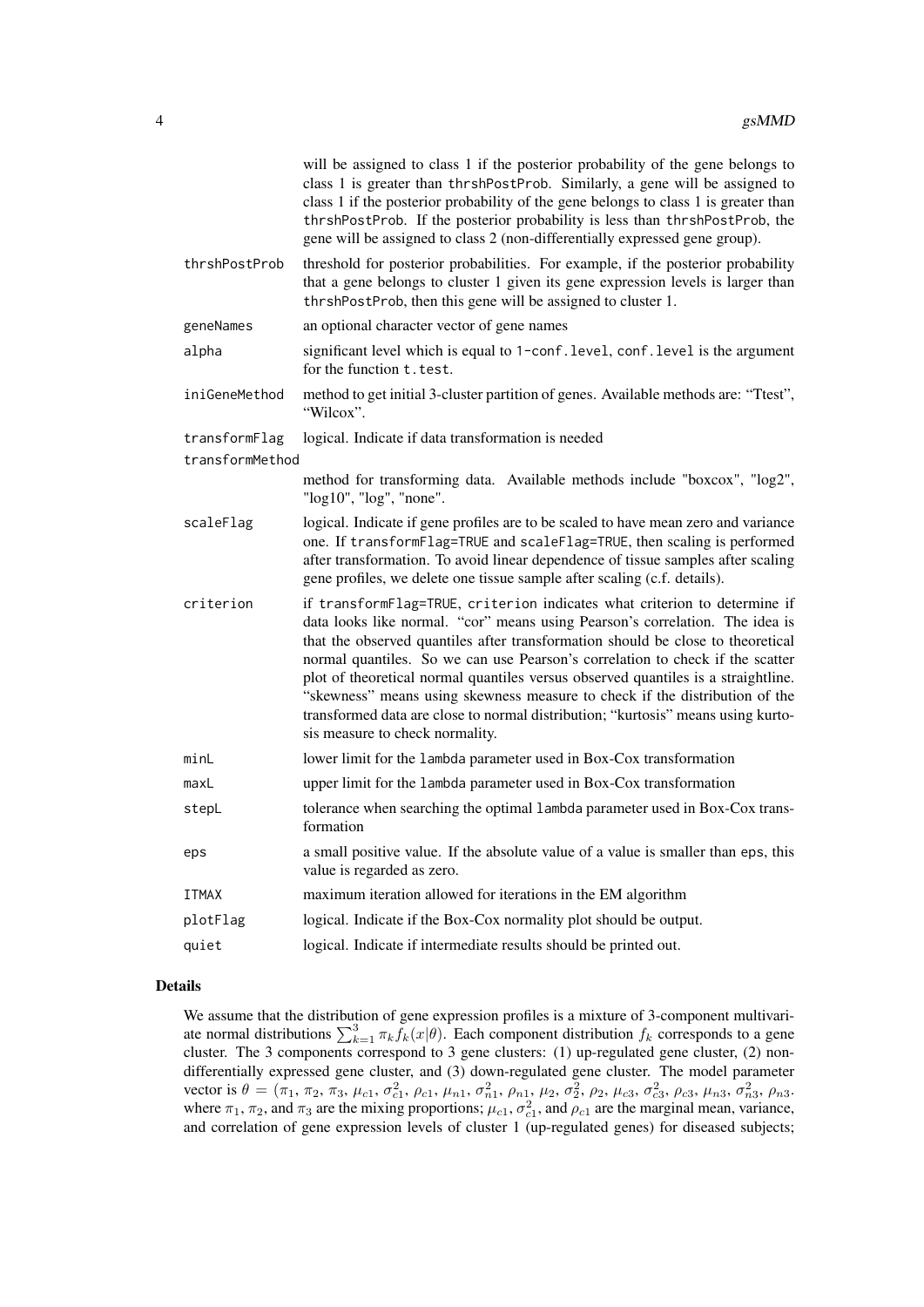will be assigned to class 1 if the posterior probability of the gene belongs to class 1 is greater than thrshPostProb. Similarly, a gene will be assigned to class 1 if the posterior probability of the gene belongs to class 1 is greater than thrshPostProb. If the posterior probability is less than thrshPostProb, the gene will be assigned to class 2 (non-differentially expressed gene group).

- `thrshPostProb`: threshold for posterior probabilities. For example, if the posterior probability that a gene belongs to cluster 1 given its gene expression levels is larger than thrshPostProb, then this gene will be assigned to cluster 1.
- `geneNames`: an optional character vector of gene names
- `alpha`: significant level which is equal to 1-conf.level, conf.level is the argument for the function t.test.
- `iniGeneMethod`: method to get initial 3-cluster partition of genes. Available methods are: "Ttest", "Wilcox".
- `transformFlag`: logical. Indicate if data transformation is needed
- `transformMethod`: method for transforming data. Available methods include "boxcox", "log2", "log10", "log", "none".
- `scaleFlag`: logical. Indicate if gene profiles are to be scaled to have mean zero and variance one. If transformFlag=TRUE and scaleFlag=TRUE, then scaling is performed after transformation. To avoid linear dependence of tissue samples after scaling gene profiles, we delete one tissue sample after scaling (c.f. details).
- `criterion`: if transformFlag=TRUE, criterion indicates what criterion to determine if data looks like normal. "cor" means using Pearson's correlation. The idea is that the observed quantiles after transformation should be close to theoretical normal quantiles. So we can use Pearson's correlation to check if the scatter plot of theoretical normal quantiles versus observed quantiles is a straightline. "skewness" means using skewness measure to check if the distribution of the transformed data are close to normal distribution; "kurtosis" means using kurtosis measure to check normality.
- `minL`: lower limit for the lambda parameter used in Box-Cox transformation
- `maxL`: upper limit for the lambda parameter used in Box-Cox transformation
- `stepL`: tolerance when searching the optimal lambda parameter used in Box-Cox transformation
- `eps`: a small positive value. If the absolute value of a value is smaller than eps, this value is regarded as zero.
- `ITMAX`: maximum iteration allowed for iterations in the EM algorithm
- `plotFlag`: logical. Indicate if the Box-Cox normality plot should be output.
- `quiet`: logical. Indicate if intermediate results should be printed out.

## Details

We assume that the distribution of gene expression profiles is a mixture of 3-component multivariate normal distributions $\sum_{k=1}^{3} \pi_k f_k(x|\theta)$. Each component distribution $f_k$ corresponds to a gene cluster. The 3 components correspond to 3 gene clusters: (1) up-regulated gene cluster, (2) non-differentially expressed gene cluster, and (3) down-regulated gene cluster. The model parameter vector is $\theta = (\pi_1, \pi_2, \pi_3, \mu_{c1}, \sigma^2_{c1}, \rho_{c1}, \mu_{n1}, \sigma^2_{n1}, \rho_{n1}, \mu_2, \sigma^2_2, \rho_2, \mu_{c3}, \sigma^2_{c3}, \rho_{c3}, \mu_{n3}, \sigma^2_{n3}, \rho_{n3}$. where $\pi_1$, $\pi_2$, and $\pi_3$ are the mixing proportions; $\mu_{c1}$, $\sigma^2_{c1}$, and $\rho_{c1}$ are the marginal mean, variance, and correlation of gene expression levels of cluster 1 (up-regulated genes) for diseased subjects;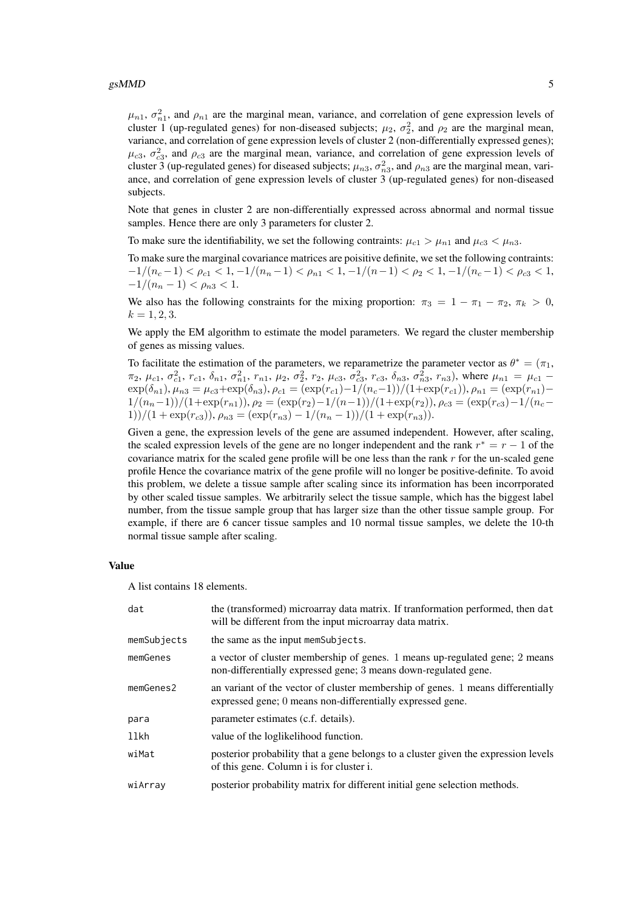$\mu_{n1}$, $\sigma^2_{n1}$, and $\rho_{n1}$ are the marginal mean, variance, and correlation of gene expression levels of cluster 1 (up-regulated genes) for non-diseased subjects; $\mu_2$, $\sigma^2_2$, and $\rho_2$ are the marginal mean, variance, and correlation of gene expression levels of cluster 2 (non-differentially expressed genes); $\mu_{c3}$, $\sigma^2_{c3}$, and $\rho_{c3}$ are the marginal mean, variance, and correlation of gene expression levels of cluster 3 (up-regulated genes) for diseased subjects; $\mu_{n3}$, $\sigma^2_{n3}$, and $\rho_{n3}$ are the marginal mean, variance, and correlation of gene expression levels of cluster 3 (up-regulated genes) for non-diseased subjects.

Note that genes in cluster 2 are non-differentially expressed across abnormal and normal tissue samples. Hence there are only 3 parameters for cluster 2.

To make sure the identifiability, we set the following contraints: $\mu_{c1} > \mu_{n1}$ and $\mu_{c3} < \mu_{n3}$.

To make sure the marginal covariance matrices are poisitive definite, we set the following contraints: $-1/(n_c-1) < \rho_{c1} < 1$, $-1/(n_n-1) < \rho_{n1} < 1$, $-1/(n-1) < \rho_2 < 1$, $-1/(n_c-1) < \rho_{c3} < 1$, $-1/(n_n-1) < \rho_{n3} < 1$.

We also has the following constraints for the mixing proportion: $\pi_3 = 1 - \pi_1 - \pi_2$, $\pi_k > 0$, $k = 1, 2, 3$.

We apply the EM algorithm to estimate the model parameters. We regard the cluster membership of genes as missing values.

To facilitate the estimation of the parameters, we reparametrize the parameter vector as $\theta^* = (\pi_1, \pi_2, \mu_{c1}, \sigma^2_{c1}, r_{c1}, \delta_{n1}, \sigma^2_{n1}, r_{n1}, \mu_2, \sigma^2_2, r_2, \mu_{c3}, \sigma^2_{c3}, r_{c3}, \delta_{n3}, \sigma^2_{n3}, r_{n3})$, where $\mu_{n1} = \mu_{c1} - \exp(\delta_{n1})$, $\mu_{n3} = \mu_{c3} + \exp(\delta_{n3})$, $\rho_{c1} = (\exp(r_{c1}) - 1/(n_c-1))/(1+\exp(r_{c1}))$, $\rho_{n1} = (\exp(r_{n1}) - 1/(n_n-1))/(1+\exp(r_{n1}))$, $\rho_2 = (\exp(r_2) - 1/(n-1))/(1+\exp(r_2))$, $\rho_{c3} = (\exp(r_{c3}) - 1/(n_c-1))/(1+\exp(r_{c3}))$, $\rho_{n3} = (\exp(r_{n3}) - 1/(n_n-1))/(1+\exp(r_{n3}))$.

Given a gene, the expression levels of the gene are assumed independent. However, after scaling, the scaled expression levels of the gene are no longer independent and the rank $r^* = r - 1$ of the covariance matrix for the scaled gene profile will be one less than the rank $r$ for the un-scaled gene profile Hence the covariance matrix of the gene profile will no longer be positive-definite. To avoid this problem, we delete a tissue sample after scaling since its information has been incorrporated by other scaled tissue samples. We arbitrarily select the tissue sample, which has the biggest label number, from the tissue sample group that has larger size than the other tissue sample group. For example, if there are 6 cancer tissue samples and 10 normal tissue samples, we delete the 10-th normal tissue sample after scaling.

## Value

A list contains 18 elements.

| | |
|---|---|
| dat | the (transformed) microarray data matrix. If tranformation performed, then dat will be different from the input microarray data matrix. |
| memSubjects | the same as the input memSubjects. |
| memGenes | a vector of cluster membership of genes. 1 means up-regulated gene; 2 means non-differentially expressed gene; 3 means down-regulated gene. |
| memGenes2 | an variant of the vector of cluster membership of genes. 1 means differentially expressed gene; 0 means non-differentially expressed gene. |
| para | parameter estimates (c.f. details). |
| llkh | value of the loglikelihood function. |
| wiMat | posterior probability that a gene belongs to a cluster given the expression levels of this gene. Column i is for cluster i. |
| wiArray | posterior probability matrix for different initial gene selection methods. |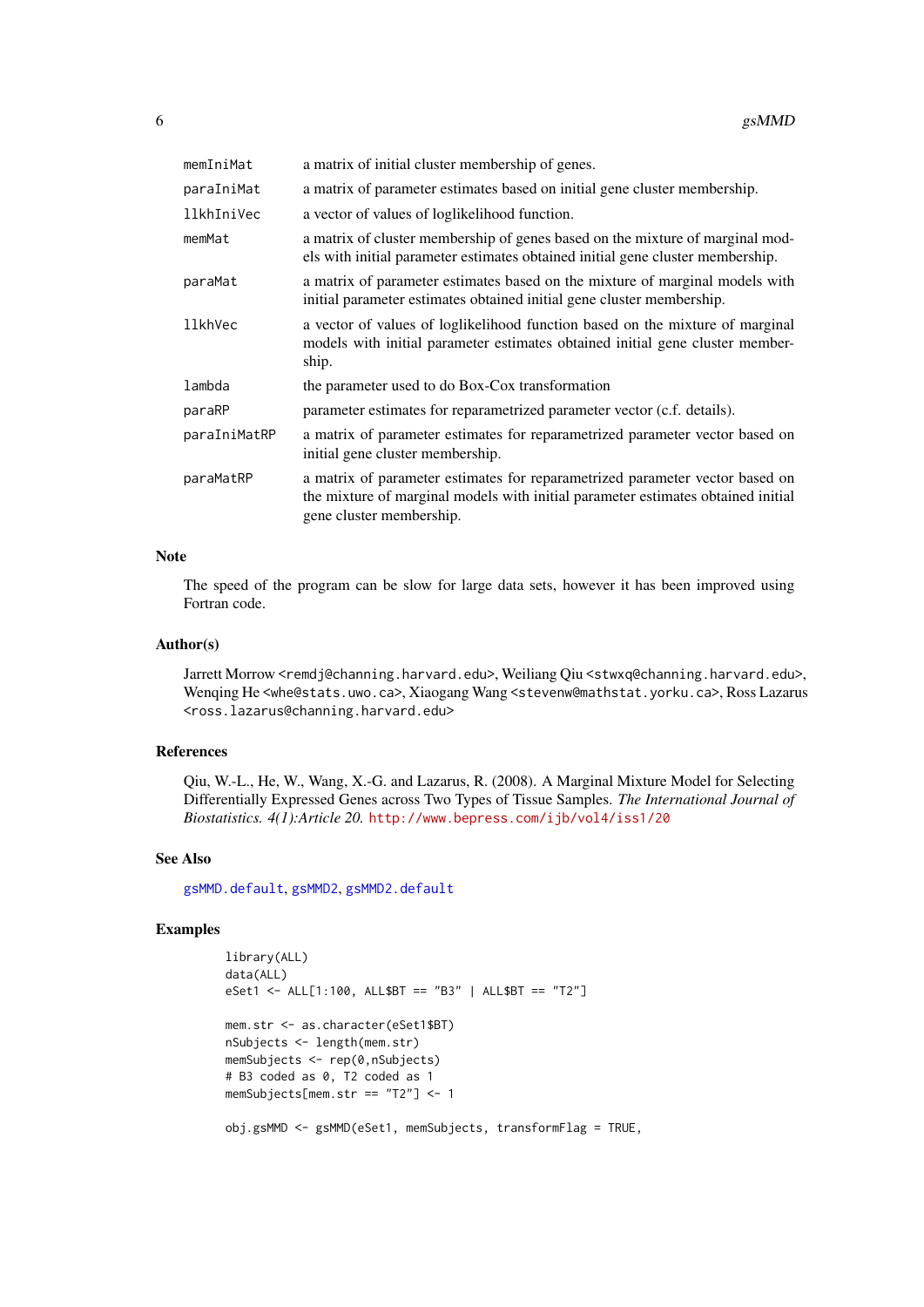| | |
|---|---|
| memIniMat | a matrix of initial cluster membership of genes. |
| paraIniMat | a matrix of parameter estimates based on initial gene cluster membership. |
| llkhIniVec | a vector of values of loglikelihood function. |
| memMat | a matrix of cluster membership of genes based on the mixture of marginal models with initial parameter estimates obtained initial gene cluster membership. |
| paraMat | a matrix of parameter estimates based on the mixture of marginal models with initial parameter estimates obtained initial gene cluster membership. |
| llkhVec | a vector of values of loglikelihood function based on the mixture of marginal models with initial parameter estimates obtained initial gene cluster membership. |
| lambda | the parameter used to do Box-Cox transformation |
| paraRP | parameter estimates for reparametrized parameter vector (c.f. details). |
| paraIniMatRP | a matrix of parameter estimates for reparametrized parameter vector based on initial gene cluster membership. |
| paraMatRP | a matrix of parameter estimates for reparametrized parameter vector based on the mixture of marginal models with initial parameter estimates obtained initial gene cluster membership. |

## Note

The speed of the program can be slow for large data sets, however it has been improved using Fortran code.

## Author(s)

Jarrett Morrow <remdj@channing.harvard.edu>, Weiliang Qiu <stwxq@channing.harvard.edu>, Wenqing He <whe@stats.uwo.ca>, Xiaogang Wang <stevenw@mathstat.yorku.ca>, Ross Lazarus <ross.lazarus@channing.harvard.edu>

## References

Qiu, W.-L., He, W., Wang, X.-G. and Lazarus, R. (2008). A Marginal Mixture Model for Selecting Differentially Expressed Genes across Two Types of Tissue Samples. *The International Journal of Biostatistics. 4(1):Article 20.* http://www.bepress.com/ijb/vol4/iss1/20

## See Also

gsMMD.default, gsMMD2, gsMMD2.default

## Examples

```
library(ALL)
data(ALL)
eSet1 <- ALL[1:100, ALL$BT == "B3" | ALL$BT == "T2"]

mem.str <- as.character(eSet1$BT)
nSubjects <- length(mem.str)
memSubjects <- rep(0,nSubjects)
# B3 coded as 0, T2 coded as 1
memSubjects[mem.str == "T2"] <- 1

obj.gsMMD <- gsMMD(eSet1, memSubjects, transformFlag = TRUE,
```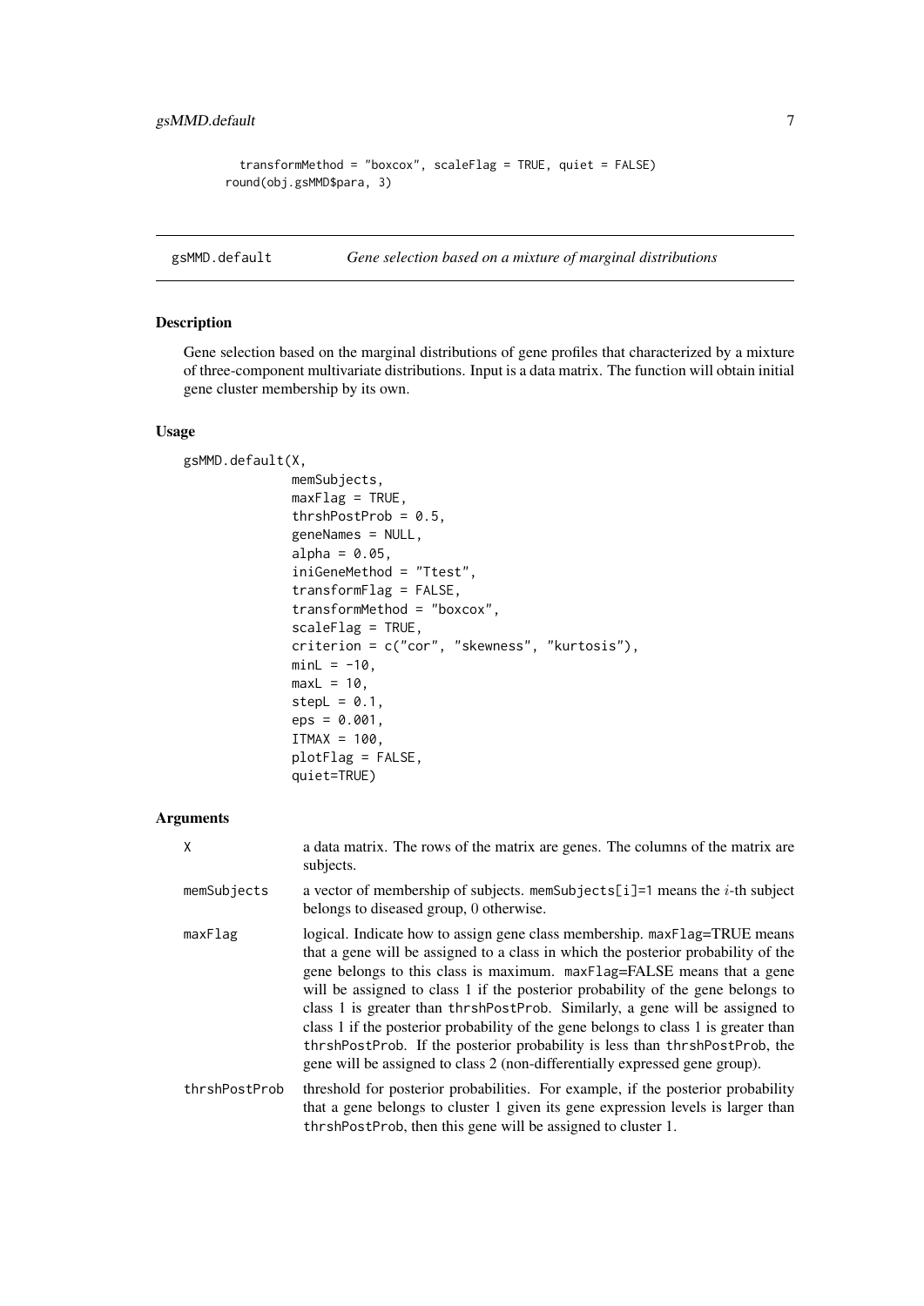```
  transformMethod = "boxcox", scaleFlag = TRUE, quiet = FALSE)
round(obj.gsMMD$para, 3)
```

## gsMMD.default *Gene selection based on a mixture of marginal distributions*

### Description

Gene selection based on the marginal distributions of gene profiles that characterized by a mixture of three-component multivariate distributions. Input is a data matrix. The function will obtain initial gene cluster membership by its own.

### Usage

```
gsMMD.default(X,
             memSubjects,
             maxFlag = TRUE,
             thrshPostProb = 0.5,
             geneNames = NULL,
             alpha = 0.05,
             iniGeneMethod = "Ttest",
             transformFlag = FALSE,
             transformMethod = "boxcox",
             scaleFlag = TRUE,
             criterion = c("cor", "skewness", "kurtosis"),
             minL = -10,
             maxL = 10,
             stepL = 0.1,
             eps = 0.001,
             ITMAX = 100,
             plotFlag = FALSE,
             quiet=TRUE)
```

### Arguments

| | |
|---|---|
| X | a data matrix. The rows of the matrix are genes. The columns of the matrix are subjects. |
| memSubjects | a vector of membership of subjects. memSubjects[i]=1 means the $i$-th subject belongs to diseased group, 0 otherwise. |
| maxFlag | logical. Indicate how to assign gene class membership. maxFlag=TRUE means that a gene will be assigned to a class in which the posterior probability of the gene belongs to this class is maximum. maxFlag=FALSE means that a gene will be assigned to class 1 if the posterior probability of the gene belongs to class 1 is greater than thrshPostProb. Similarly, a gene will be assigned to class 1 if the posterior probability of the gene belongs to class 1 is greater than thrshPostProb. If the posterior probability is less than thrshPostProb, the gene will be assigned to class 2 (non-differentially expressed gene group). |
| thrshPostProb | threshold for posterior probabilities. For example, if the posterior probability that a gene belongs to cluster 1 given its gene expression levels is larger than thrshPostProb, then this gene will be assigned to cluster 1. |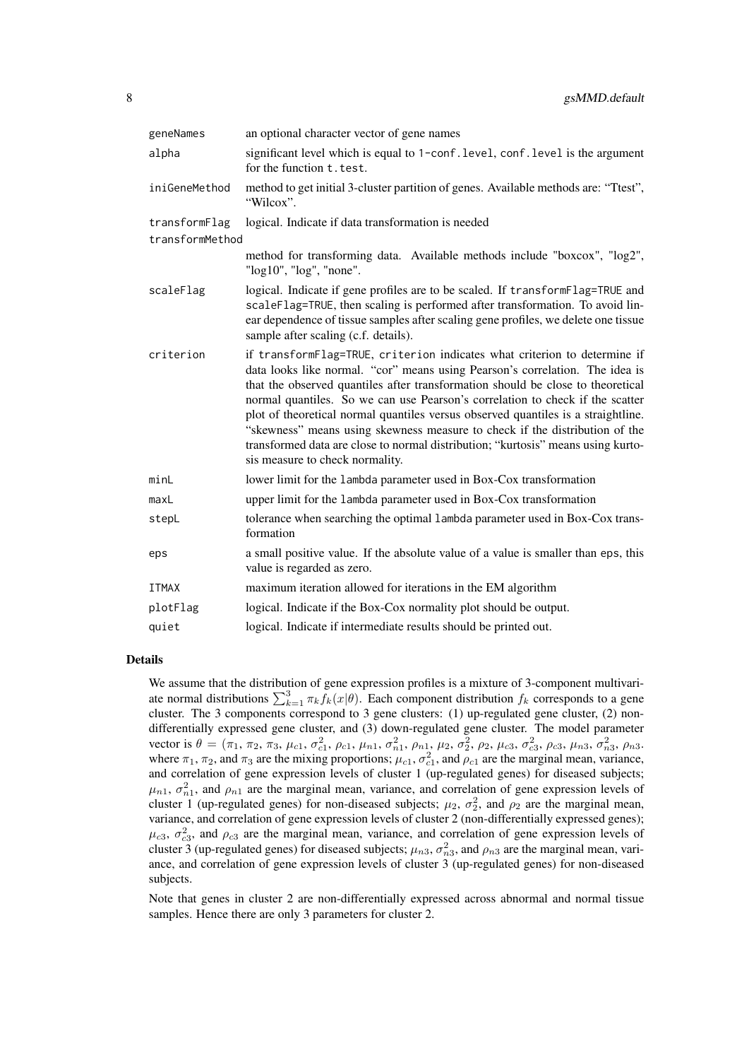| | |
|---|---|
| `geneNames` | an optional character vector of gene names |
| `alpha` | significant level which is equal to `1-conf.level`, `conf.level` is the argument for the function `t.test`. |
| `iniGeneMethod` | method to get initial 3-cluster partition of genes. Available methods are: "Ttest", "Wilcox". |
| `transformFlag` | logical. Indicate if data transformation is needed |
| `transformMethod` | method for transforming data. Available methods include "boxcox", "log2", "log10", "log", "none". |
| `scaleFlag` | logical. Indicate if gene profiles are to be scaled. If `transformFlag=TRUE` and `scaleFlag=TRUE`, then scaling is performed after transformation. To avoid linear dependence of tissue samples after scaling gene profiles, we delete one tissue sample after scaling (c.f. details). |
| `criterion` | if `transformFlag=TRUE`, `criterion` indicates what criterion to determine if data looks like normal. "cor" means using Pearson's correlation. The idea is that the observed quantiles after transformation should be close to theoretical normal quantiles. So we can use Pearson's correlation to check if the scatter plot of theoretical normal quantiles versus observed quantiles is a straightline. "skewness" means using skewness measure to check if the distribution of the transformed data are close to normal distribution; "kurtosis" means using kurtosis measure to check normality. |
| `minL` | lower limit for the `lambda` parameter used in Box-Cox transformation |
| `maxL` | upper limit for the `lambda` parameter used in Box-Cox transformation |
| `stepL` | tolerance when searching the optimal `lambda` parameter used in Box-Cox transformation |
| `eps` | a small positive value. If the absolute value of a value is smaller than `eps`, this value is regarded as zero. |
| `ITMAX` | maximum iteration allowed for iterations in the EM algorithm |
| `plotFlag` | logical. Indicate if the Box-Cox normality plot should be output. |
| `quiet` | logical. Indicate if intermediate results should be printed out. |

## Details

We assume that the distribution of gene expression profiles is a mixture of 3-component multivariate normal distributions $\sum_{k=1}^{3} \pi_k f_k(x|\theta)$. Each component distribution $f_k$ corresponds to a gene cluster. The 3 components correspond to 3 gene clusters: (1) up-regulated gene cluster, (2) non-differentially expressed gene cluster, and (3) down-regulated gene cluster. The model parameter vector is $\theta = (\pi_1, \pi_2, \pi_3, \mu_{c1}, \sigma^2_{c1}, \rho_{c1}, \mu_{n1}, \sigma^2_{n1}, \rho_{n1}, \mu_2, \sigma^2_2, \rho_2, \mu_{c3}, \sigma^2_{c3}, \rho_{c3}, \mu_{n3}, \sigma^2_{n3}, \rho_{n3}$. where $\pi_1$, $\pi_2$, and $\pi_3$ are the mixing proportions; $\mu_{c1}$, $\sigma^2_{c1}$, and $\rho_{c1}$ are the marginal mean, variance, and correlation of gene expression levels of cluster 1 (up-regulated genes) for diseased subjects; $\mu_{n1}$, $\sigma^2_{n1}$, and $\rho_{n1}$ are the marginal mean, variance, and correlation of gene expression levels of cluster 1 (up-regulated genes) for non-diseased subjects; $\mu_2$, $\sigma^2_2$, and $\rho_2$ are the marginal mean, variance, and correlation of gene expression levels of cluster 2 (non-differentially expressed genes); $\mu_{c3}$, $\sigma^2_{c3}$, and $\rho_{c3}$ are the marginal mean, variance, and correlation of gene expression levels of cluster 3 (up-regulated genes) for diseased subjects; $\mu_{n3}$, $\sigma^2_{n3}$, and $\rho_{n3}$ are the marginal mean, variance, and correlation of gene expression levels of cluster 3 (up-regulated genes) for non-diseased subjects.

Note that genes in cluster 2 are non-differentially expressed across abnormal and normal tissue samples. Hence there are only 3 parameters for cluster 2.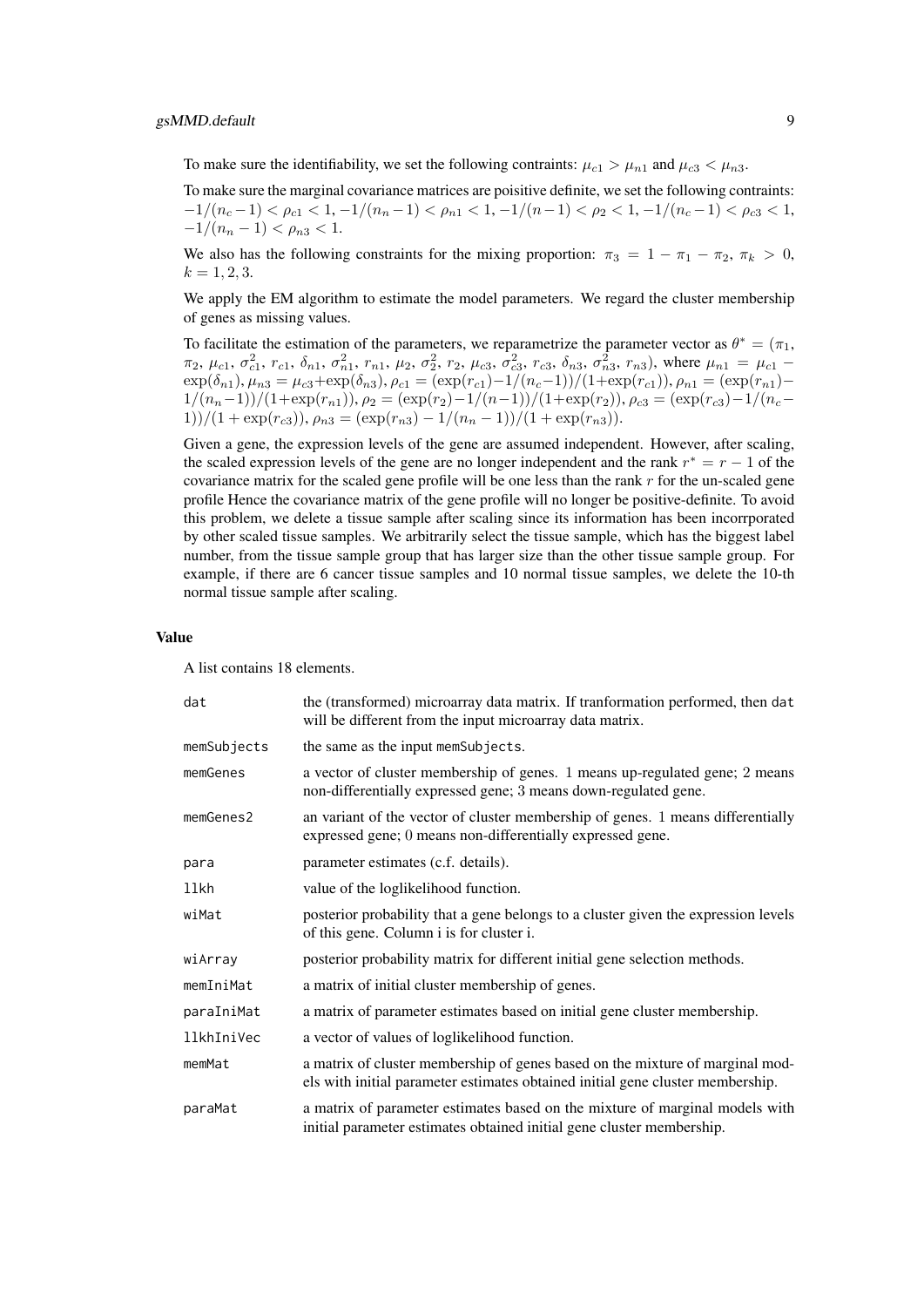To make sure the identifiability, we set the following contraints: $\mu_{c1} > \mu_{n1}$ and $\mu_{c3} < \mu_{n3}$.

To make sure the marginal covariance matrices are poisitive definite, we set the following contraints: $-1/(n_c - 1) < \rho_{c1} < 1$, $-1/(n_n - 1) < \rho_{n1} < 1$, $-1/(n-1) < \rho_2 < 1$, $-1/(n_c - 1) < \rho_{c3} < 1$, $-1/(n_n - 1) < \rho_{n3} < 1$.

We also has the following constraints for the mixing proportion: $\pi_3 = 1 - \pi_1 - \pi_2$, $\pi_k > 0$, $k = 1, 2, 3$.

We apply the EM algorithm to estimate the model parameters. We regard the cluster membership of genes as missing values.

To facilitate the estimation of the parameters, we reparametrize the parameter vector as $\theta^* = (\pi_1, \pi_2, \mu_{c1}, \sigma^2_{c1}, r_{c1}, \delta_{n1}, \sigma^2_{n1}, r_{n1}, \mu_2, \sigma^2_2, r_2, \mu_{c3}, \sigma^2_{c3}, r_{c3}, \delta_{n3}, \sigma^2_{n3}, r_{n3})$, where $\mu_{n1} = \mu_{c1} - \exp(\delta_{n1})$, $\mu_{n3} = \mu_{c3} + \exp(\delta_{n3})$, $\rho_{c1} = (\exp(r_{c1}) - 1/(n_c - 1))/(1 + \exp(r_{c1}))$, $\rho_{n1} = (\exp(r_{n1}) - 1/(n_n - 1))/(1 + \exp(r_{n1}))$, $\rho_2 = (\exp(r_2) - 1/(n-1))/(1 + \exp(r_2))$, $\rho_{c3} = (\exp(r_{c3}) - 1/(n_c - 1))/(1 + \exp(r_{c3}))$, $\rho_{n3} = (\exp(r_{n3}) - 1/(n_n - 1))/(1 + \exp(r_{n3}))$.

Given a gene, the expression levels of the gene are assumed independent. However, after scaling, the scaled expression levels of the gene are no longer independent and the rank $r^* = r - 1$ of the covariance matrix for the scaled gene profile will be one less than the rank $r$ for the un-scaled gene profile Hence the covariance matrix of the gene profile will no longer be positive-definite. To avoid this problem, we delete a tissue sample after scaling since its information has been incorrporated by other scaled tissue samples. We arbitrarily select the tissue sample, which has the biggest label number, from the tissue sample group that has larger size than the other tissue sample group. For example, if there are 6 cancer tissue samples and 10 normal tissue samples, we delete the 10-th normal tissue sample after scaling.

## Value

A list contains 18 elements.

| | |
|---|---|
| `dat` | the (transformed) microarray data matrix. If tranformation performed, then `dat` will be different from the input microarray data matrix. |
| `memSubjects` | the same as the input `memSubjects`. |
| `memGenes` | a vector of cluster membership of genes. 1 means up-regulated gene; 2 means non-differentially expressed gene; 3 means down-regulated gene. |
| `memGenes2` | an variant of the vector of cluster membership of genes. 1 means differentially expressed gene; 0 means non-differentially expressed gene. |
| `para` | parameter estimates (c.f. details). |
| `llkh` | value of the loglikelihood function. |
| `wiMat` | posterior probability that a gene belongs to a cluster given the expression levels of this gene. Column i is for cluster i. |
| `wiArray` | posterior probability matrix for different initial gene selection methods. |
| `memIniMat` | a matrix of initial cluster membership of genes. |
| `paraIniMat` | a matrix of parameter estimates based on initial gene cluster membership. |
| `llkhIniVec` | a vector of values of loglikelihood function. |
| `memMat` | a matrix of cluster membership of genes based on the mixture of marginal models with initial parameter estimates obtained initial gene cluster membership. |
| `paraMat` | a matrix of parameter estimates based on the mixture of marginal models with initial parameter estimates obtained initial gene cluster membership. |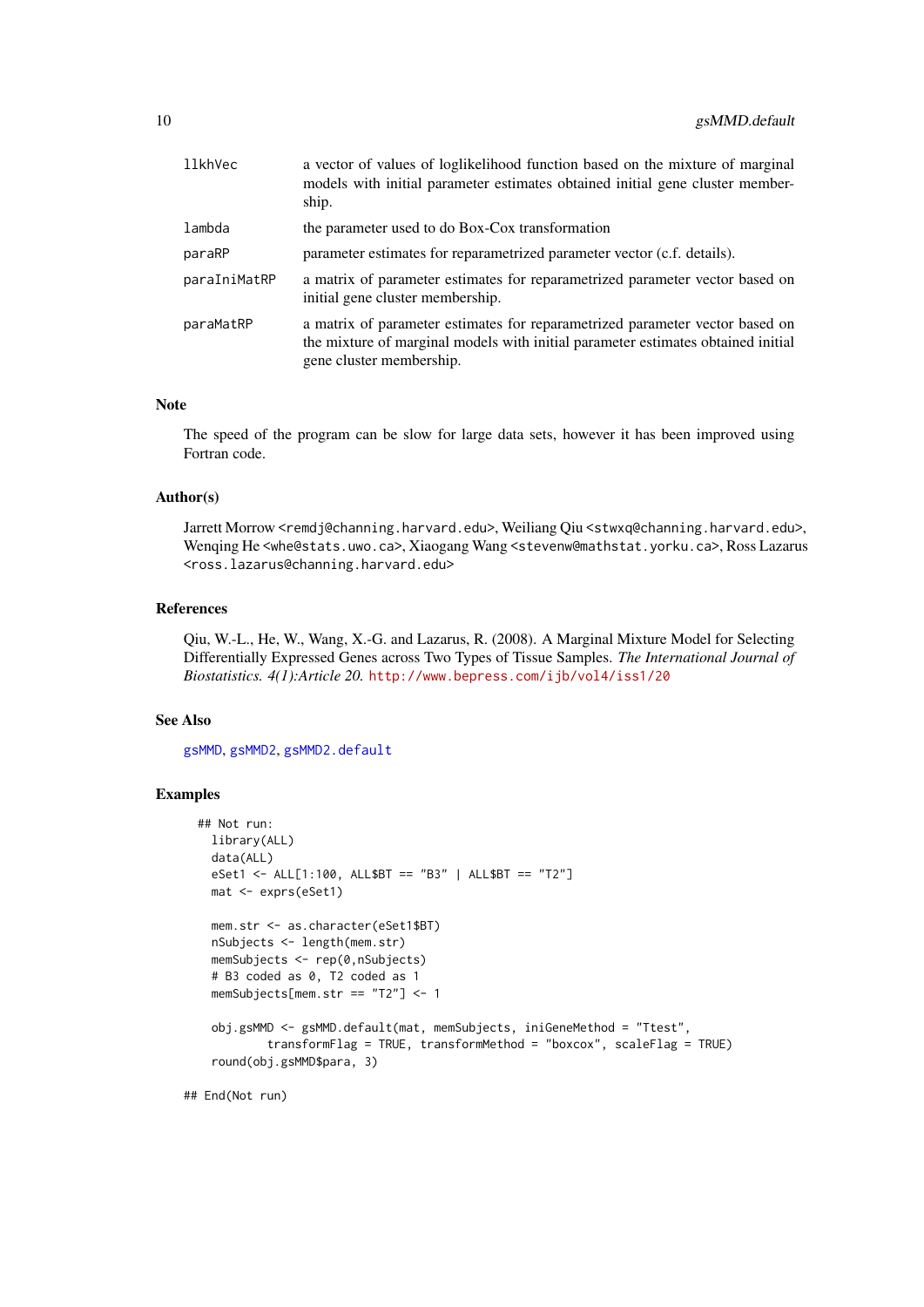| | |
|---|---|
| llkhVec | a vector of values of loglikelihood function based on the mixture of marginal models with initial parameter estimates obtained initial gene cluster membership. |
| lambda | the parameter used to do Box-Cox transformation |
| paraRP | parameter estimates for reparametrized parameter vector (c.f. details). |
| paraIniMatRP | a matrix of parameter estimates for reparametrized parameter vector based on initial gene cluster membership. |
| paraMatRP | a matrix of parameter estimates for reparametrized parameter vector based on the mixture of marginal models with initial parameter estimates obtained initial gene cluster membership. |

### Note

The speed of the program can be slow for large data sets, however it has been improved using Fortran code.

### Author(s)

Jarrett Morrow <remdj@channing.harvard.edu>, Weiliang Qiu <stwxq@channing.harvard.edu>, Wenqing He <whe@stats.uwo.ca>, Xiaogang Wang <stevenw@mathstat.yorku.ca>, Ross Lazarus <ross.lazarus@channing.harvard.edu>

### References

Qiu, W.-L., He, W., Wang, X.-G. and Lazarus, R. (2008). A Marginal Mixture Model for Selecting Differentially Expressed Genes across Two Types of Tissue Samples. *The International Journal of Biostatistics. 4(1):Article 20.* http://www.bepress.com/ijb/vol4/iss1/20

### See Also

gsMMD, gsMMD2, gsMMD2.default

### Examples

```
## Not run:
  library(ALL)
  data(ALL)
  eSet1 <- ALL[1:100, ALL$BT == "B3" | ALL$BT == "T2"]
  mat <- exprs(eSet1)

  mem.str <- as.character(eSet1$BT)
  nSubjects <- length(mem.str)
  memSubjects <- rep(0,nSubjects)
  # B3 coded as 0, T2 coded as 1
  memSubjects[mem.str == "T2"] <- 1

  obj.gsMMD <- gsMMD.default(mat, memSubjects, iniGeneMethod = "Ttest",
          transformFlag = TRUE, transformMethod = "boxcox", scaleFlag = TRUE)
  round(obj.gsMMD$para, 3)

## End(Not run)
```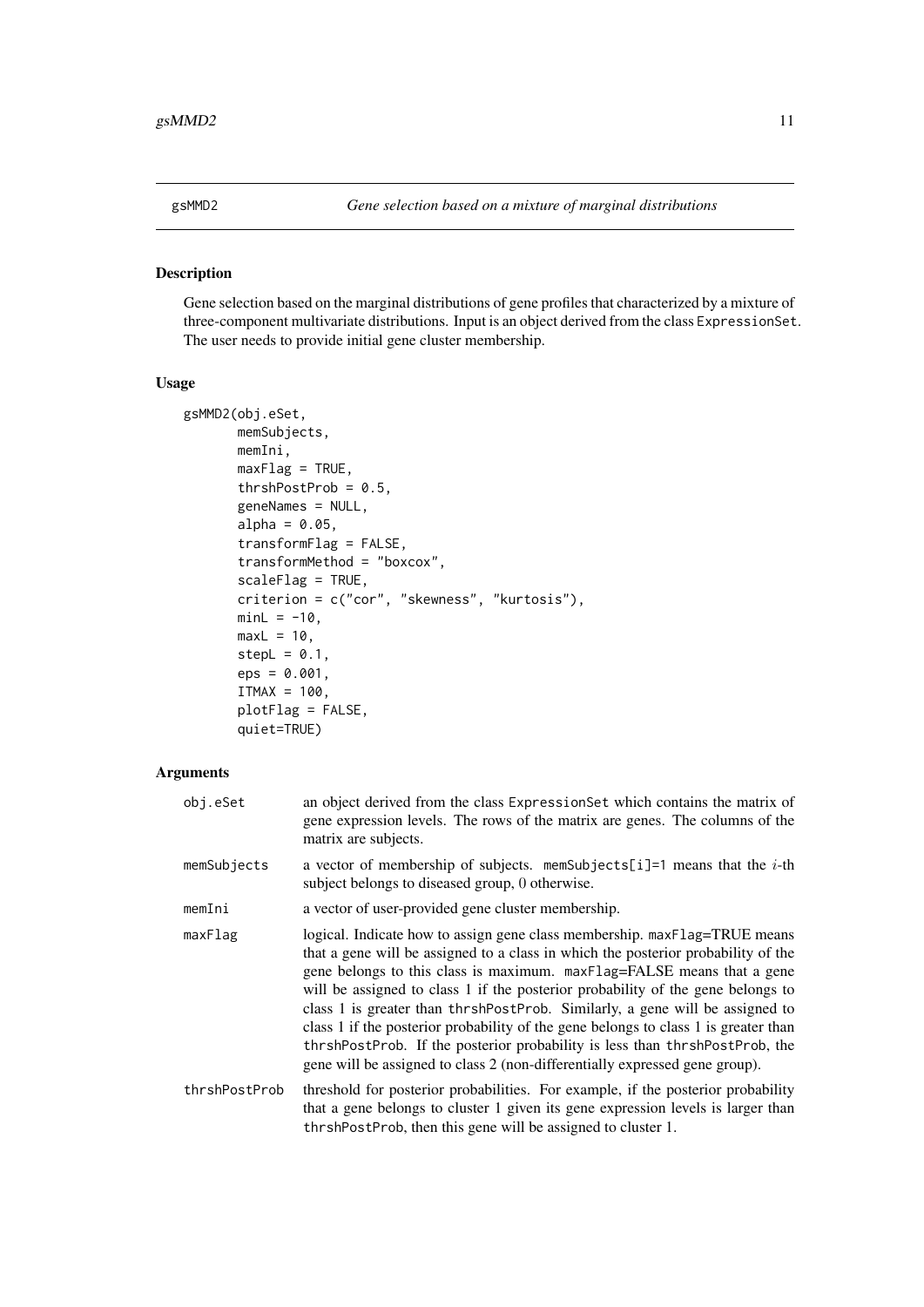# gsMMD2 — *Gene selection based on a mixture of marginal distributions*

## Description

Gene selection based on the marginal distributions of gene profiles that characterized by a mixture of three-component multivariate distributions. Input is an object derived from the class `ExpressionSet`. The user needs to provide initial gene cluster membership.

## Usage

```
gsMMD2(obj.eSet,
       memSubjects,
       memIni,
       maxFlag = TRUE,
       thrshPostProb = 0.5,
       geneNames = NULL,
       alpha = 0.05,
       transformFlag = FALSE,
       transformMethod = "boxcox",
       scaleFlag = TRUE,
       criterion = c("cor", "skewness", "kurtosis"),
       minL = -10,
       maxL = 10,
       stepL = 0.1,
       eps = 0.001,
       ITMAX = 100,
       plotFlag = FALSE,
       quiet=TRUE)
```

## Arguments

| | |
|---|---|
| `obj.eSet` | an object derived from the class `ExpressionSet` which contains the matrix of gene expression levels. The rows of the matrix are genes. The columns of the matrix are subjects. |
| `memSubjects` | a vector of membership of subjects. `memSubjects[i]=1` means that the $i$-th subject belongs to diseased group, 0 otherwise. |
| `memIni` | a vector of user-provided gene cluster membership. |
| `maxFlag` | logical. Indicate how to assign gene class membership. `maxFlag`=TRUE means that a gene will be assigned to a class in which the posterior probability of the gene belongs to this class is maximum. `maxFlag`=FALSE means that a gene will be assigned to class 1 if the posterior probability of the gene belongs to class 1 is greater than `thrshPostProb`. Similarly, a gene will be assigned to class 1 if the posterior probability of the gene belongs to class 1 is greater than `thrshPostProb`. If the posterior probability is less than `thrshPostProb`, the gene will be assigned to class 2 (non-differentially expressed gene group). |
| `thrshPostProb` | threshold for posterior probabilities. For example, if the posterior probability that a gene belongs to cluster 1 given its gene expression levels is larger than `thrshPostProb`, then this gene will be assigned to cluster 1. |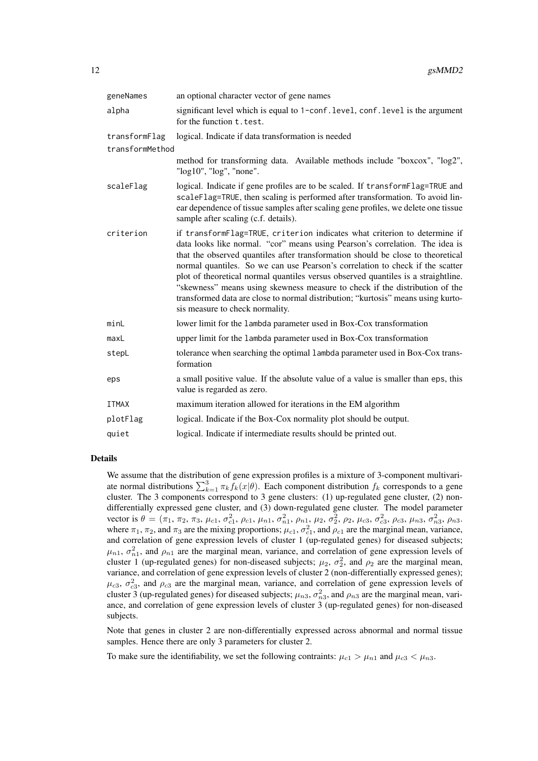| | |
|---|---|
| `geneNames` | an optional character vector of gene names |
| `alpha` | significant level which is equal to `1-conf.level`, `conf.level` is the argument for the function `t.test`. |
| `transformFlag` | logical. Indicate if data transformation is needed |
| `transformMethod` | method for transforming data. Available methods include "boxcox", "log2", "log10", "log", "none". |
| `scaleFlag` | logical. Indicate if gene profiles are to be scaled. If `transformFlag=TRUE` and `scaleFlag=TRUE`, then scaling is performed after transformation. To avoid linear dependence of tissue samples after scaling gene profiles, we delete one tissue sample after scaling (c.f. details). |
| `criterion` | if `transformFlag=TRUE`, `criterion` indicates what criterion to determine if data looks like normal. "cor" means using Pearson's correlation. The idea is that the observed quantiles after transformation should be close to theoretical normal quantiles. So we can use Pearson's correlation to check if the scatter plot of theoretical normal quantiles versus observed quantiles is a straightline. "skewness" means using skewness measure to check if the distribution of the transformed data are close to normal distribution; "kurtosis" means using kurtosis measure to check normality. |
| `minL` | lower limit for the `lambda` parameter used in Box-Cox transformation |
| `maxL` | upper limit for the `lambda` parameter used in Box-Cox transformation |
| `stepL` | tolerance when searching the optimal `lambda` parameter used in Box-Cox transformation |
| `eps` | a small positive value. If the absolute value of a value is smaller than `eps`, this value is regarded as zero. |
| `ITMAX` | maximum iteration allowed for iterations in the EM algorithm |
| `plotFlag` | logical. Indicate if the Box-Cox normality plot should be output. |
| `quiet` | logical. Indicate if intermediate results should be printed out. |

## Details

We assume that the distribution of gene expression profiles is a mixture of 3-component multivariate normal distributions $\sum_{k=1}^{3} \pi_k f_k(x|\theta)$. Each component distribution $f_k$ corresponds to a gene cluster. The 3 components correspond to 3 gene clusters: (1) up-regulated gene cluster, (2) non-differentially expressed gene cluster, and (3) down-regulated gene cluster. The model parameter vector is $\theta = (\pi_1, \pi_2, \pi_3, \mu_{c1}, \sigma_{c1}^2, \rho_{c1}, \mu_{n1}, \sigma_{n1}^2, \rho_{n1}, \mu_2, \sigma_2^2, \rho_2, \mu_{c3}, \sigma_{c3}^2, \rho_{c3}, \mu_{n3}, \sigma_{n3}^2, \rho_{n3}$. where $\pi_1$, $\pi_2$, and $\pi_3$ are the mixing proportions; $\mu_{c1}$, $\sigma_{c1}^2$, and $\rho_{c1}$ are the marginal mean, variance, and correlation of gene expression levels of cluster 1 (up-regulated genes) for diseased subjects; $\mu_{n1}$, $\sigma_{n1}^2$, and $\rho_{n1}$ are the marginal mean, variance, and correlation of gene expression levels of cluster 1 (up-regulated genes) for non-diseased subjects; $\mu_2$, $\sigma_2^2$, and $\rho_2$ are the marginal mean, variance, and correlation of gene expression levels of cluster 2 (non-differentially expressed genes); $\mu_{c3}$, $\sigma_{c3}^2$, and $\rho_{c3}$ are the marginal mean, variance, and correlation of gene expression levels of cluster 3 (up-regulated genes) for diseased subjects; $\mu_{n3}$, $\sigma_{n3}^2$, and $\rho_{n3}$ are the marginal mean, variance, and correlation of gene expression levels of cluster 3 (up-regulated genes) for non-diseased subjects.

Note that genes in cluster 2 are non-differentially expressed across abnormal and normal tissue samples. Hence there are only 3 parameters for cluster 2.

To make sure the identifiability, we set the following contraints: $\mu_{c1} > \mu_{n1}$ and $\mu_{c3} < \mu_{n3}$.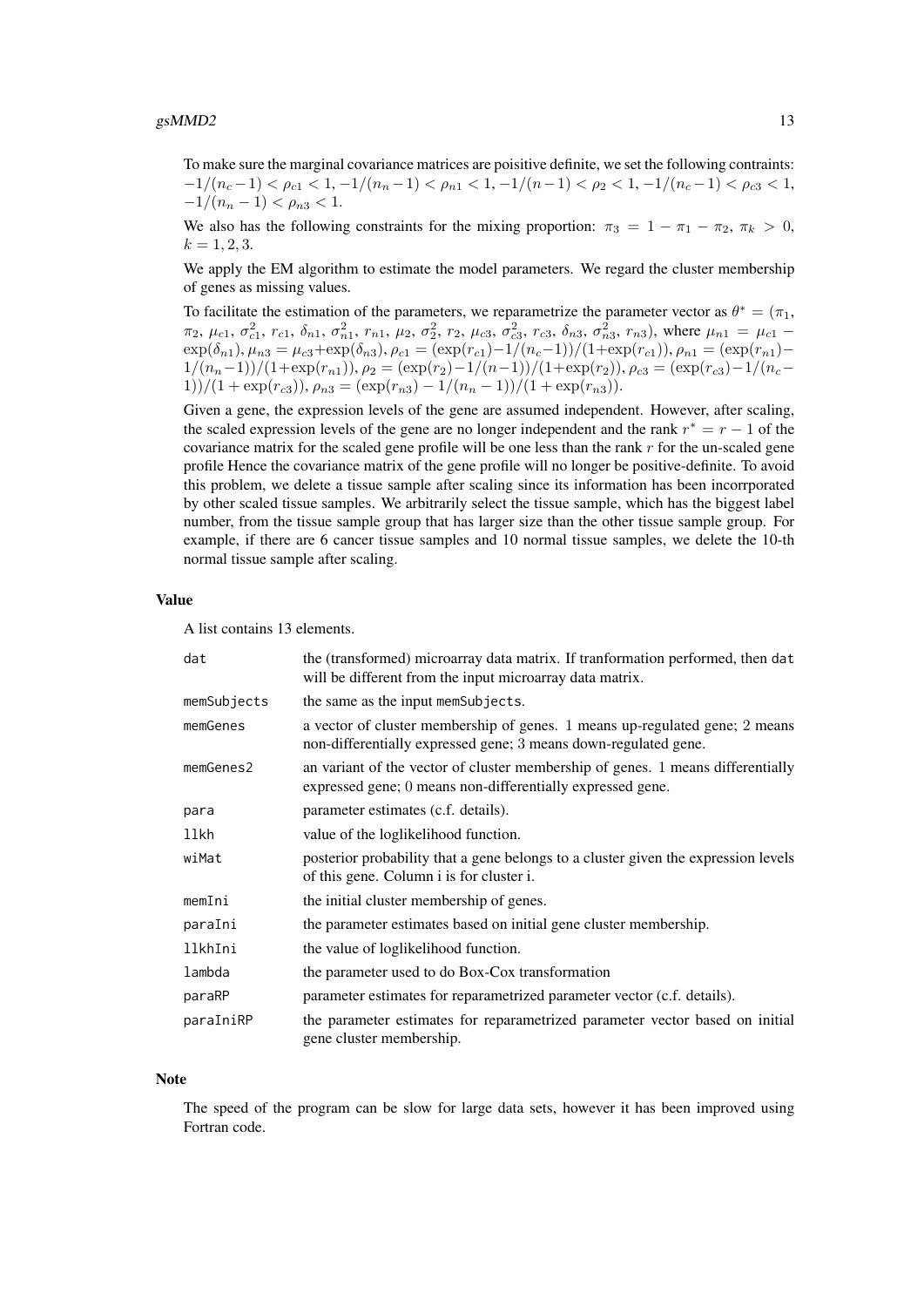To make sure the marginal covariance matrices are poisitive definite, we set the following contraints: $-1/(n_c-1) < \rho_{c1} < 1$, $-1/(n_n-1) < \rho_{n1} < 1$, $-1/(n-1) < \rho_2 < 1$, $-1/(n_c-1) < \rho_{c3} < 1$, $-1/(n_n-1) < \rho_{n3} < 1$.

We also has the following constraints for the mixing proportion: $\pi_3 = 1 - \pi_1 - \pi_2$, $\pi_k > 0$, $k = 1, 2, 3$.

We apply the EM algorithm to estimate the model parameters. We regard the cluster membership of genes as missing values.

To facilitate the estimation of the parameters, we reparametrize the parameter vector as $\theta^* = (\pi_1, \pi_2, \mu_{c1}, \sigma^2_{c1}, r_{c1}, \delta_{n1}, \sigma^2_{n1}, r_{n1}, \mu_2, \sigma^2_2, r_2, \mu_{c3}, \sigma^2_{c3}, r_{c3}, \delta_{n3}, \sigma^2_{n3}, r_{n3})$, where $\mu_{n1} = \mu_{c1} - \exp(\delta_{n1})$, $\mu_{n3} = \mu_{c3} + \exp(\delta_{n3})$, $\rho_{c1} = (\exp(r_{c1}) - 1/(n_c-1))/(1+\exp(r_{c1}))$, $\rho_{n1} = (\exp(r_{n1}) - 1/(n_n-1))/(1+\exp(r_{n1}))$, $\rho_2 = (\exp(r_2) - 1/(n-1))/(1+\exp(r_2))$, $\rho_{c3} = (\exp(r_{c3}) - 1/(n_c-1))/(1+\exp(r_{c3}))$, $\rho_{n3} = (\exp(r_{n3}) - 1/(n_n-1))/(1+\exp(r_{n3}))$.

Given a gene, the expression levels of the gene are assumed independent. However, after scaling, the scaled expression levels of the gene are no longer independent and the rank $r^* = r - 1$ of the covariance matrix for the scaled gene profile will be one less than the rank $r$ for the un-scaled gene profile Hence the covariance matrix of the gene profile will no longer be positive-definite. To avoid this problem, we delete a tissue sample after scaling since its information has been incorrporated by other scaled tissue samples. We arbitrarily select the tissue sample, which has the biggest label number, from the tissue sample group that has larger size than the other tissue sample group. For example, if there are 6 cancer tissue samples and 10 normal tissue samples, we delete the 10-th normal tissue sample after scaling.

### Value

A list contains 13 elements.

| | |
|---|---|
| `dat` | the (transformed) microarray data matrix. If tranformation performed, then `dat` will be different from the input microarray data matrix. |
| `memSubjects` | the same as the input `memSubjects`. |
| `memGenes` | a vector of cluster membership of genes. 1 means up-regulated gene; 2 means non-differentially expressed gene; 3 means down-regulated gene. |
| `memGenes2` | an variant of the vector of cluster membership of genes. 1 means differentially expressed gene; 0 means non-differentially expressed gene. |
| `para` | parameter estimates (c.f. details). |
| `llkh` | value of the loglikelihood function. |
| `wiMat` | posterior probability that a gene belongs to a cluster given the expression levels of this gene. Column i is for cluster i. |
| `memIni` | the initial cluster membership of genes. |
| `paraIni` | the parameter estimates based on initial gene cluster membership. |
| `llkhIni` | the value of loglikelihood function. |
| `lambda` | the parameter used to do Box-Cox transformation |
| `paraRP` | parameter estimates for reparametrized parameter vector (c.f. details). |
| `paraIniRP` | the parameter estimates for reparametrized parameter vector based on initial gene cluster membership. |

### Note

The speed of the program can be slow for large data sets, however it has been improved using Fortran code.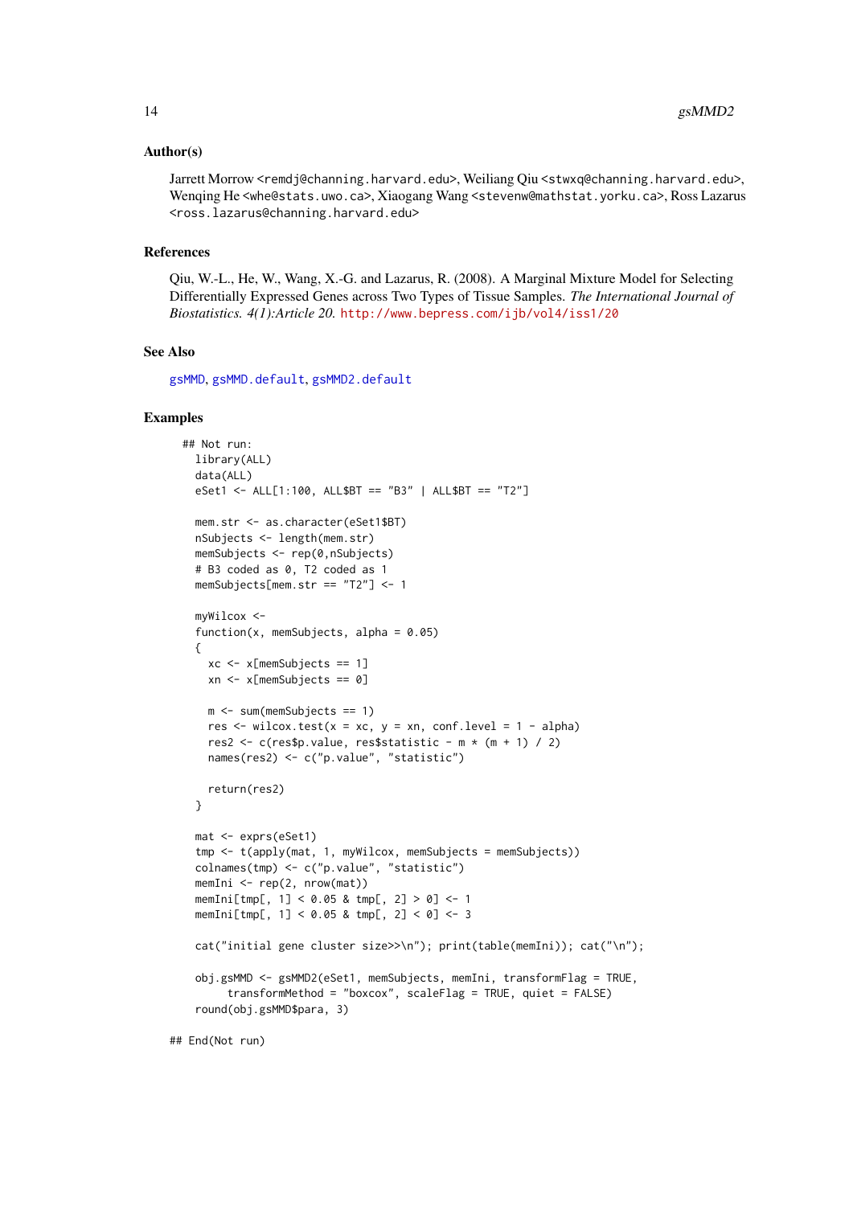### Author(s)

Jarrett Morrow <remdj@channing.harvard.edu>, Weiliang Qiu <stwxq@channing.harvard.edu>, Wenqing He <whe@stats.uwo.ca>, Xiaogang Wang <stevenw@mathstat.yorku.ca>, Ross Lazarus <ross.lazarus@channing.harvard.edu>

### References

Qiu, W.-L., He, W., Wang, X.-G. and Lazarus, R. (2008). A Marginal Mixture Model for Selecting Differentially Expressed Genes across Two Types of Tissue Samples. *The International Journal of Biostatistics. 4(1):Article 20.* http://www.bepress.com/ijb/vol4/iss1/20

### See Also

gsMMD, gsMMD.default, gsMMD2.default

### Examples

```
  ## Not run: 
    library(ALL)
    data(ALL)
    eSet1 <- ALL[1:100, ALL$BT == "B3" | ALL$BT == "T2"]

    mem.str <- as.character(eSet1$BT)
    nSubjects <- length(mem.str)
    memSubjects <- rep(0,nSubjects)
    # B3 coded as 0, T2 coded as 1
    memSubjects[mem.str == "T2"] <- 1

    myWilcox <-
    function(x, memSubjects, alpha = 0.05)
    {
      xc <- x[memSubjects == 1]
      xn <- x[memSubjects == 0]

      m <- sum(memSubjects == 1)
      res <- wilcox.test(x = xc, y = xn, conf.level = 1 - alpha)
      res2 <- c(res$p.value, res$statistic - m * (m + 1) / 2)
      names(res2) <- c("p.value", "statistic")

      return(res2)
    }

    mat <- exprs(eSet1)
    tmp <- t(apply(mat, 1, myWilcox, memSubjects = memSubjects))
    colnames(tmp) <- c("p.value", "statistic")
    memIni <- rep(2, nrow(mat))
    memIni[tmp[, 1] < 0.05 & tmp[, 2] > 0] <- 1
    memIni[tmp[, 1] < 0.05 & tmp[, 2] < 0] <- 3

    cat("initial gene cluster size>>\n"); print(table(memIni)); cat("\n");

    obj.gsMMD <- gsMMD2(eSet1, memSubjects, memIni, transformFlag = TRUE,
         transformMethod = "boxcox", scaleFlag = TRUE, quiet = FALSE)
    round(obj.gsMMD$para, 3)

## End(Not run)
```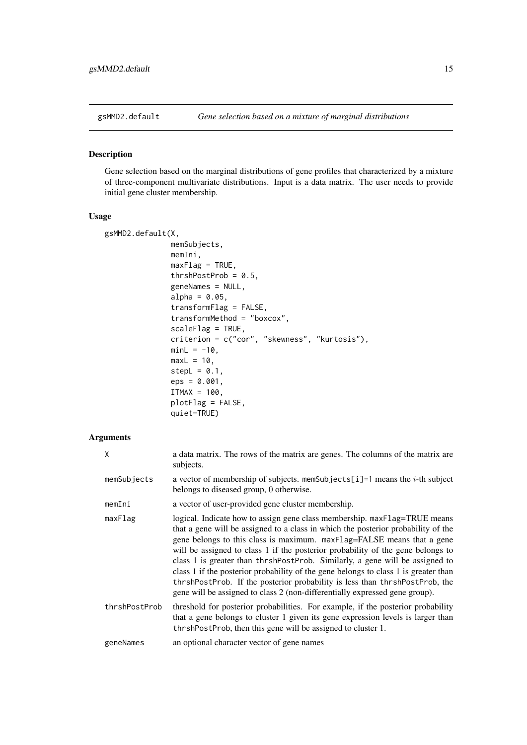## gsMMD2.default — *Gene selection based on a mixture of marginal distributions*

### Description

Gene selection based on the marginal distributions of gene profiles that characterized by a mixture of three-component multivariate distributions. Input is a data matrix. The user needs to provide initial gene cluster membership.

### Usage

```
gsMMD2.default(X,
               memSubjects,
               memIni,
               maxFlag = TRUE,
               thrshPostProb = 0.5,
               geneNames = NULL,
               alpha = 0.05,
               transformFlag = FALSE,
               transformMethod = "boxcox",
               scaleFlag = TRUE,
               criterion = c("cor", "skewness", "kurtosis"),
               minL = -10,
               maxL = 10,
               stepL = 0.1,
               eps = 0.001,
               ITMAX = 100,
               plotFlag = FALSE,
               quiet=TRUE)
```

### Arguments

| | |
|---|---|
| `X` | a data matrix. The rows of the matrix are genes. The columns of the matrix are subjects. |
| `memSubjects` | a vector of membership of subjects. `memSubjects[i]=1` means the $i$-th subject belongs to diseased group, 0 otherwise. |
| `memIni` | a vector of user-provided gene cluster membership. |
| `maxFlag` | logical. Indicate how to assign gene class membership. `maxFlag=TRUE` means that a gene will be assigned to a class in which the posterior probability of the gene belongs to this class is maximum. `maxFlag=FALSE` means that a gene will be assigned to class 1 if the posterior probability of the gene belongs to class 1 is greater than `thrshPostProb`. Similarly, a gene will be assigned to class 1 if the posterior probability of the gene belongs to class 1 is greater than `thrshPostProb`. If the posterior probability is less than `thrshPostProb`, the gene will be assigned to class 2 (non-differentially expressed gene group). |
| `thrshPostProb` | threshold for posterior probabilities. For example, if the posterior probability that a gene belongs to cluster 1 given its gene expression levels is larger than `thrshPostProb`, then this gene will be assigned to cluster 1. |
| `geneNames` | an optional character vector of gene names |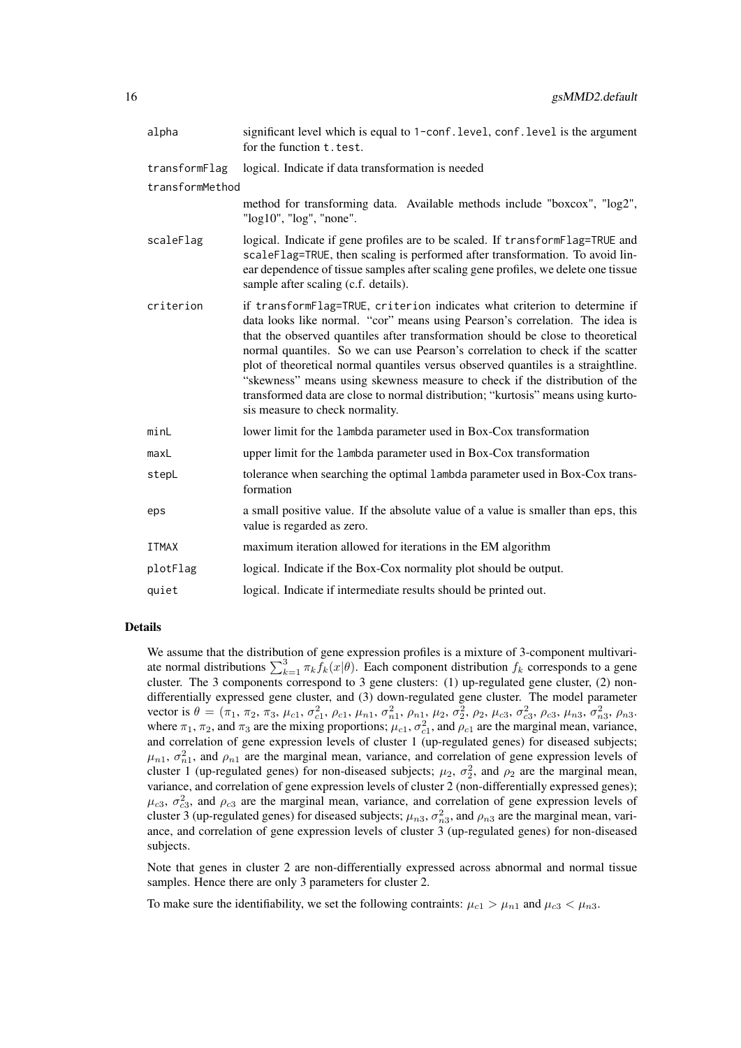| | |
|---|---|
| alpha | significant level which is equal to 1-conf.level, conf.level is the argument for the function t.test. |
| transformFlag | logical. Indicate if data transformation is needed |
| transformMethod | method for transforming data. Available methods include "boxcox", "log2", "log10", "log", "none". |
| scaleFlag | logical. Indicate if gene profiles are to be scaled. If transformFlag=TRUE and scaleFlag=TRUE, then scaling is performed after transformation. To avoid linear dependence of tissue samples after scaling gene profiles, we delete one tissue sample after scaling (c.f. details). |
| criterion | if transformFlag=TRUE, criterion indicates what criterion to determine if data looks like normal. "cor" means using Pearson's correlation. The idea is that the observed quantiles after transformation should be close to theoretical normal quantiles. So we can use Pearson's correlation to check if the scatter plot of theoretical normal quantiles versus observed quantiles is a straightline. "skewness" means using skewness measure to check if the distribution of the transformed data are close to normal distribution; "kurtosis" means using kurtosis measure to check normality. |
| minL | lower limit for the lambda parameter used in Box-Cox transformation |
| maxL | upper limit for the lambda parameter used in Box-Cox transformation |
| stepL | tolerance when searching the optimal lambda parameter used in Box-Cox transformation |
| eps | a small positive value. If the absolute value of a value is smaller than eps, this value is regarded as zero. |
| ITMAX | maximum iteration allowed for iterations in the EM algorithm |
| plotFlag | logical. Indicate if the Box-Cox normality plot should be output. |
| quiet | logical. Indicate if intermediate results should be printed out. |

## Details

We assume that the distribution of gene expression profiles is a mixture of 3-component multivariate normal distributions $\sum_{k=1}^{3} \pi_k f_k(x|\theta)$. Each component distribution $f_k$ corresponds to a gene cluster. The 3 components correspond to 3 gene clusters: (1) up-regulated gene cluster, (2) non-differentially expressed gene cluster, and (3) down-regulated gene cluster. The model parameter vector is $\theta = (\pi_1, \pi_2, \pi_3, \mu_{c1}, \sigma^2_{c1}, \rho_{c1}, \mu_{n1}, \sigma^2_{n1}, \rho_{n1}, \mu_2, \sigma^2_2, \rho_2, \mu_{c3}, \sigma^2_{c3}, \rho_{c3}, \mu_{n3}, \sigma^2_{n3}, \rho_{n3}$. where $\pi_1$, $\pi_2$, and $\pi_3$ are the mixing proportions; $\mu_{c1}$, $\sigma^2_{c1}$, and $\rho_{c1}$ are the marginal mean, variance, and correlation of gene expression levels of cluster 1 (up-regulated genes) for diseased subjects; $\mu_{n1}$, $\sigma^2_{n1}$, and $\rho_{n1}$ are the marginal mean, variance, and correlation of gene expression levels of cluster 1 (up-regulated genes) for non-diseased subjects; $\mu_2$, $\sigma^2_2$, and $\rho_2$ are the marginal mean, variance, and correlation of gene expression levels of cluster 2 (non-differentially expressed genes); $\mu_{c3}$, $\sigma^2_{c3}$, and $\rho_{c3}$ are the marginal mean, variance, and correlation of gene expression levels of cluster 3 (up-regulated genes) for diseased subjects; $\mu_{n3}$, $\sigma^2_{n3}$, and $\rho_{n3}$ are the marginal mean, variance, and correlation of gene expression levels of cluster 3 (up-regulated genes) for non-diseased subjects.

Note that genes in cluster 2 are non-differentially expressed across abnormal and normal tissue samples. Hence there are only 3 parameters for cluster 2.

To make sure the identifiability, we set the following contraints: $\mu_{c1} > \mu_{n1}$ and $\mu_{c3} < \mu_{n3}$.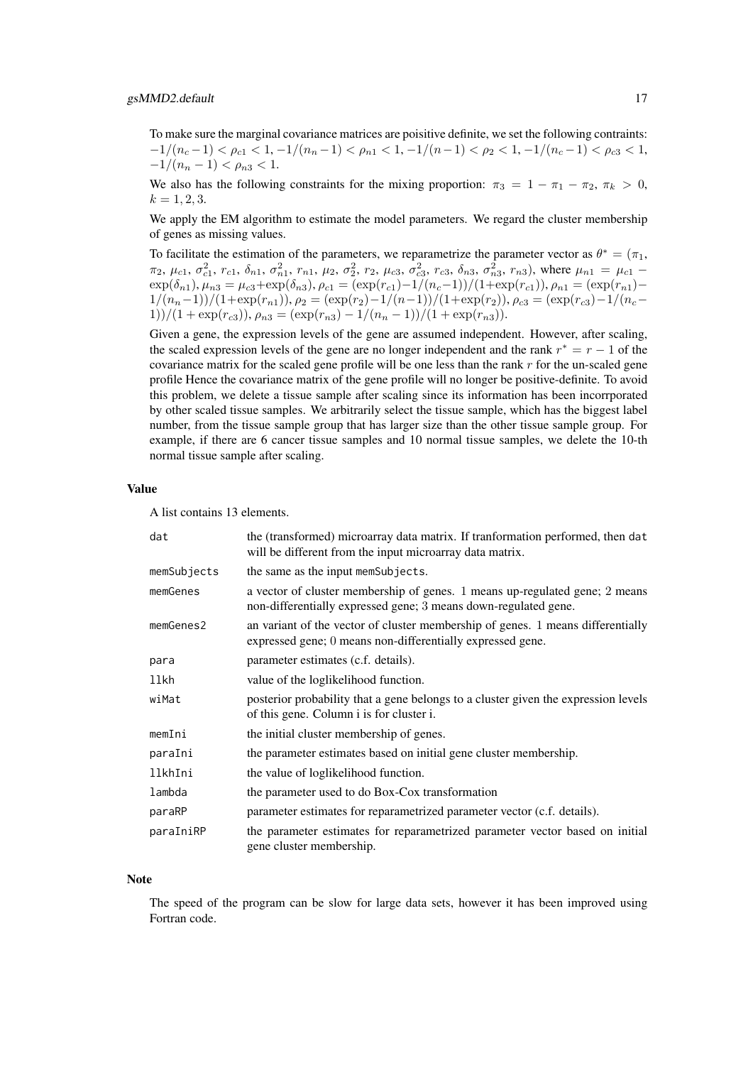To make sure the marginal covariance matrices are poisitive definite, we set the following contraints: $-1/(n_c-1) < \rho_{c1} < 1$, $-1/(n_n-1) < \rho_{n1} < 1$, $-1/(n-1) < \rho_2 < 1$, $-1/(n_c-1) < \rho_{c3} < 1$, $-1/(n_n-1) < \rho_{n3} < 1$.

We also has the following constraints for the mixing proportion: $\pi_3 = 1 - \pi_1 - \pi_2$, $\pi_k > 0$, $k = 1, 2, 3$.

We apply the EM algorithm to estimate the model parameters. We regard the cluster membership of genes as missing values.

To facilitate the estimation of the parameters, we reparametrize the parameter vector as $\theta^* = (\pi_1, \pi_2, \mu_{c1}, \sigma^2_{c1}, r_{c1}, \delta_{n1}, \sigma^2_{n1}, r_{n1}, \mu_2, \sigma^2_2, r_2, \mu_{c3}, \sigma^2_{c3}, r_{c3}, \delta_{n3}, \sigma^2_{n3}, r_{n3})$, where $\mu_{n1} = \mu_{c1} - \exp(\delta_{n1})$, $\mu_{n3} = \mu_{c3} + \exp(\delta_{n3})$, $\rho_{c1} = (\exp(r_{c1}) - 1/(n_c-1))/(1+\exp(r_{c1}))$, $\rho_{n1} = (\exp(r_{n1}) - 1/(n_n-1))/(1+\exp(r_{n1}))$, $\rho_2 = (\exp(r_2) - 1/(n-1))/(1+\exp(r_2))$, $\rho_{c3} = (\exp(r_{c3}) - 1/(n_c-1))/(1+\exp(r_{c3}))$, $\rho_{n3} = (\exp(r_{n3}) - 1/(n_n-1))/(1+\exp(r_{n3}))$.

Given a gene, the expression levels of the gene are assumed independent. However, after scaling, the scaled expression levels of the gene are no longer independent and the rank $r^* = r - 1$ of the covariance matrix for the scaled gene profile will be one less than the rank $r$ for the un-scaled gene profile Hence the covariance matrix of the gene profile will no longer be positive-definite. To avoid this problem, we delete a tissue sample after scaling since its information has been incorrporated by other scaled tissue samples. We arbitrarily select the tissue sample, which has the biggest label number, from the tissue sample group that has larger size than the other tissue sample group. For example, if there are 6 cancer tissue samples and 10 normal tissue samples, we delete the 10-th normal tissue sample after scaling.

## Value

A list contains 13 elements.

| | |
|---|---|
| `dat` | the (transformed) microarray data matrix. If tranformation performed, then `dat` will be different from the input microarray data matrix. |
| `memSubjects` | the same as the input `memSubjects`. |
| `memGenes` | a vector of cluster membership of genes. 1 means up-regulated gene; 2 means non-differentially expressed gene; 3 means down-regulated gene. |
| `memGenes2` | an variant of the vector of cluster membership of genes. 1 means differentially expressed gene; 0 means non-differentially expressed gene. |
| `para` | parameter estimates (c.f. details). |
| `llkh` | value of the loglikelihood function. |
| `wiMat` | posterior probability that a gene belongs to a cluster given the expression levels of this gene. Column i is for cluster i. |
| `memIni` | the initial cluster membership of genes. |
| `paraIni` | the parameter estimates based on initial gene cluster membership. |
| `llkhIni` | the value of loglikelihood function. |
| `lambda` | the parameter used to do Box-Cox transformation |
| `paraRP` | parameter estimates for reparametrized parameter vector (c.f. details). |
| `paraIniRP` | the parameter estimates for reparametrized parameter vector based on initial gene cluster membership. |

## Note

The speed of the program can be slow for large data sets, however it has been improved using Fortran code.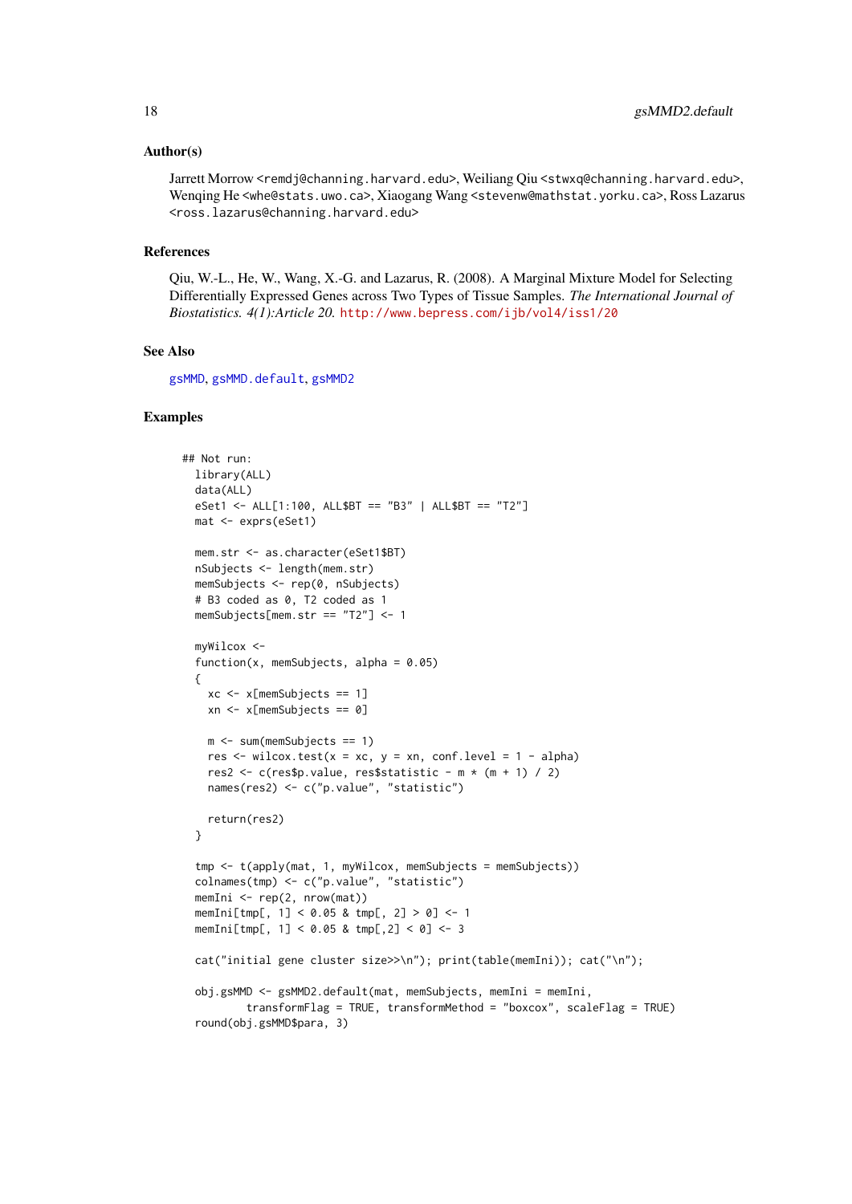### Author(s)

Jarrett Morrow <remdj@channing.harvard.edu>, Weiliang Qiu <stwxq@channing.harvard.edu>, Wenqing He <whe@stats.uwo.ca>, Xiaogang Wang <stevenw@mathstat.yorku.ca>, Ross Lazarus <ross.lazarus@channing.harvard.edu>

### References

Qiu, W.-L., He, W., Wang, X.-G. and Lazarus, R. (2008). A Marginal Mixture Model for Selecting Differentially Expressed Genes across Two Types of Tissue Samples. *The International Journal of Biostatistics. 4(1):Article 20.* http://www.bepress.com/ijb/vol4/iss1/20

### See Also

gsMMD, gsMMD.default, gsMMD2

### Examples

```
## Not run:
  library(ALL)
  data(ALL)
  eSet1 <- ALL[1:100, ALL$BT == "B3" | ALL$BT == "T2"]
  mat <- exprs(eSet1)

  mem.str <- as.character(eSet1$BT)
  nSubjects <- length(mem.str)
  memSubjects <- rep(0, nSubjects)
  # B3 coded as 0, T2 coded as 1
  memSubjects[mem.str == "T2"] <- 1

  myWilcox <-
  function(x, memSubjects, alpha = 0.05)
  {
    xc <- x[memSubjects == 1]
    xn <- x[memSubjects == 0]

    m <- sum(memSubjects == 1)
    res <- wilcox.test(x = xc, y = xn, conf.level = 1 - alpha)
    res2 <- c(res$p.value, res$statistic - m * (m + 1) / 2)
    names(res2) <- c("p.value", "statistic")

    return(res2)
  }

  tmp <- t(apply(mat, 1, myWilcox, memSubjects = memSubjects))
  colnames(tmp) <- c("p.value", "statistic")
  memIni <- rep(2, nrow(mat))
  memIni[tmp[, 1] < 0.05 & tmp[, 2] > 0] <- 1
  memIni[tmp[, 1] < 0.05 & tmp[,2] < 0] <- 3

  cat("initial gene cluster size>>\n"); print(table(memIni)); cat("\n");

  obj.gsMMD <- gsMMD2.default(mat, memSubjects, memIni = memIni,
          transformFlag = TRUE, transformMethod = "boxcox", scaleFlag = TRUE)
  round(obj.gsMMD$para, 3)
```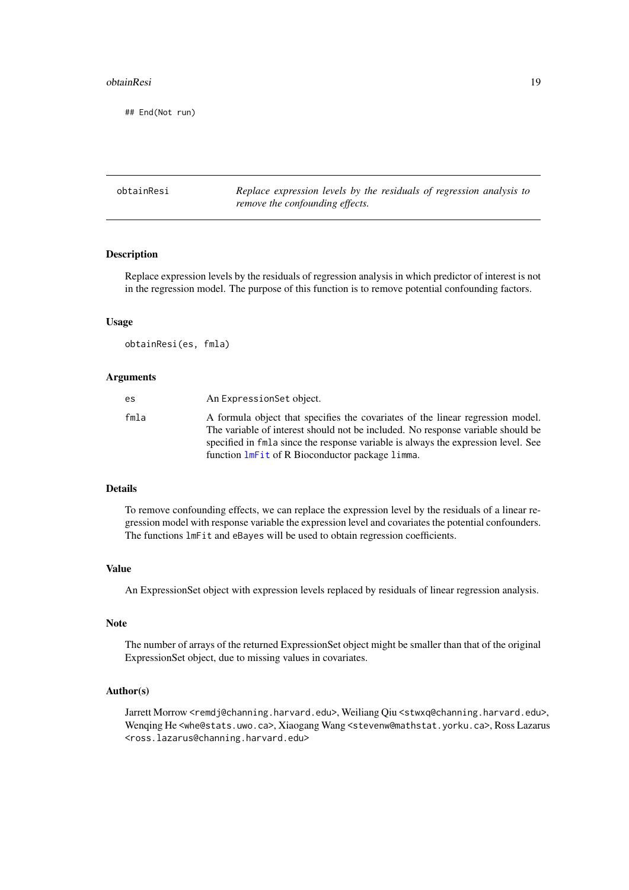```
## End(Not run)
```

---

## obtainResi — *Replace expression levels by the residuals of regression analysis to remove the confounding effects.*

### Description

Replace expression levels by the residuals of regression analysis in which predictor of interest is not in the regression model. The purpose of this function is to remove potential confounding factors.

### Usage

```
obtainResi(es, fmla)
```

### Arguments

| | |
|---|---|
| `es` | An `ExpressionSet` object. |
| `fmla` | A formula object that specifies the covariates of the linear regression model. The variable of interest should not be included. No response variable should be specified in `fmla` since the response variable is always the expression level. See function `lmFit` of R Bioconductor package `limma`. |

### Details

To remove confounding effects, we can replace the expression level by the residuals of a linear regression model with response variable the expression level and covariates the potential confounders. The functions `lmFit` and `eBayes` will be used to obtain regression coefficients.

### Value

An ExpressionSet object with expression levels replaced by residuals of linear regression analysis.

### Note

The number of arrays of the returned ExpressionSet object might be smaller than that of the original ExpressionSet object, due to missing values in covariates.

### Author(s)

Jarrett Morrow <remdj@channing.harvard.edu>, Weiliang Qiu <stwxq@channing.harvard.edu>, Wenqing He <whe@stats.uwo.ca>, Xiaogang Wang <stevenw@mathstat.yorku.ca>, Ross Lazarus <ross.lazarus@channing.harvard.edu>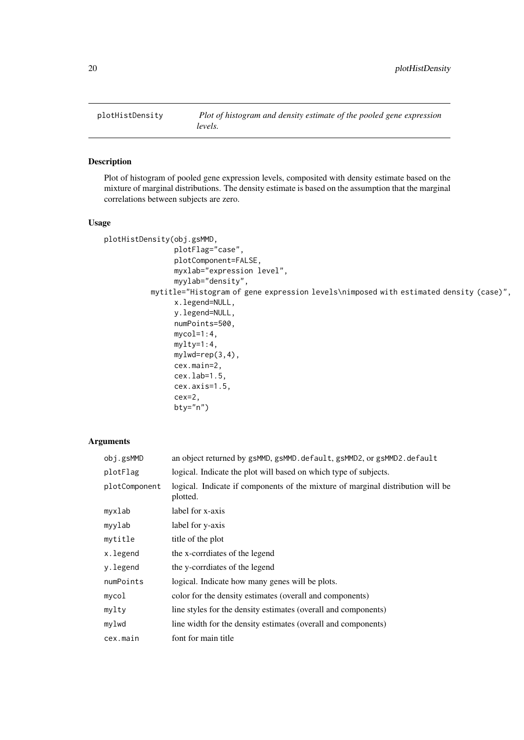plotHistDensity — *Plot of histogram and density estimate of the pooled gene expression levels.*

## Description

Plot of histogram of pooled gene expression levels, composited with density estimate based on the mixture of marginal distributions. The density estimate is based on the assumption that the marginal correlations between subjects are zero.

## Usage

```
plotHistDensity(obj.gsMMD,
                plotFlag="case",
                plotComponent=FALSE,
                myxlab="expression level",
                myylab="density",
          mytitle="Histogram of gene expression levels\nimposed with estimated density (case)",
                x.legend=NULL,
                y.legend=NULL,
                numPoints=500,
                mycol=1:4,
                mylty=1:4,
                mylwd=rep(3,4),
                cex.main=2,
                cex.lab=1.5,
                cex.axis=1.5,
                cex=2,
                bty="n")
```

## Arguments

| | |
|---|---|
| `obj.gsMMD` | an object returned by `gsMMD`, `gsMMD.default`, `gsMMD2`, or `gsMMD2.default` |
| `plotFlag` | logical. Indicate the plot will based on which type of subjects. |
| `plotComponent` | logical. Indicate if components of the mixture of marginal distribution will be plotted. |
| `myxlab` | label for x-axis |
| `myylab` | label for y-axis |
| `mytitle` | title of the plot |
| `x.legend` | the x-corrdiates of the legend |
| `y.legend` | the y-corrdiates of the legend |
| `numPoints` | logical. Indicate how many genes will be plots. |
| `mycol` | color for the density estimates (overall and components) |
| `mylty` | line styles for the density estimates (overall and components) |
| `mylwd` | line width for the density estimates (overall and components) |
| `cex.main` | font for main title |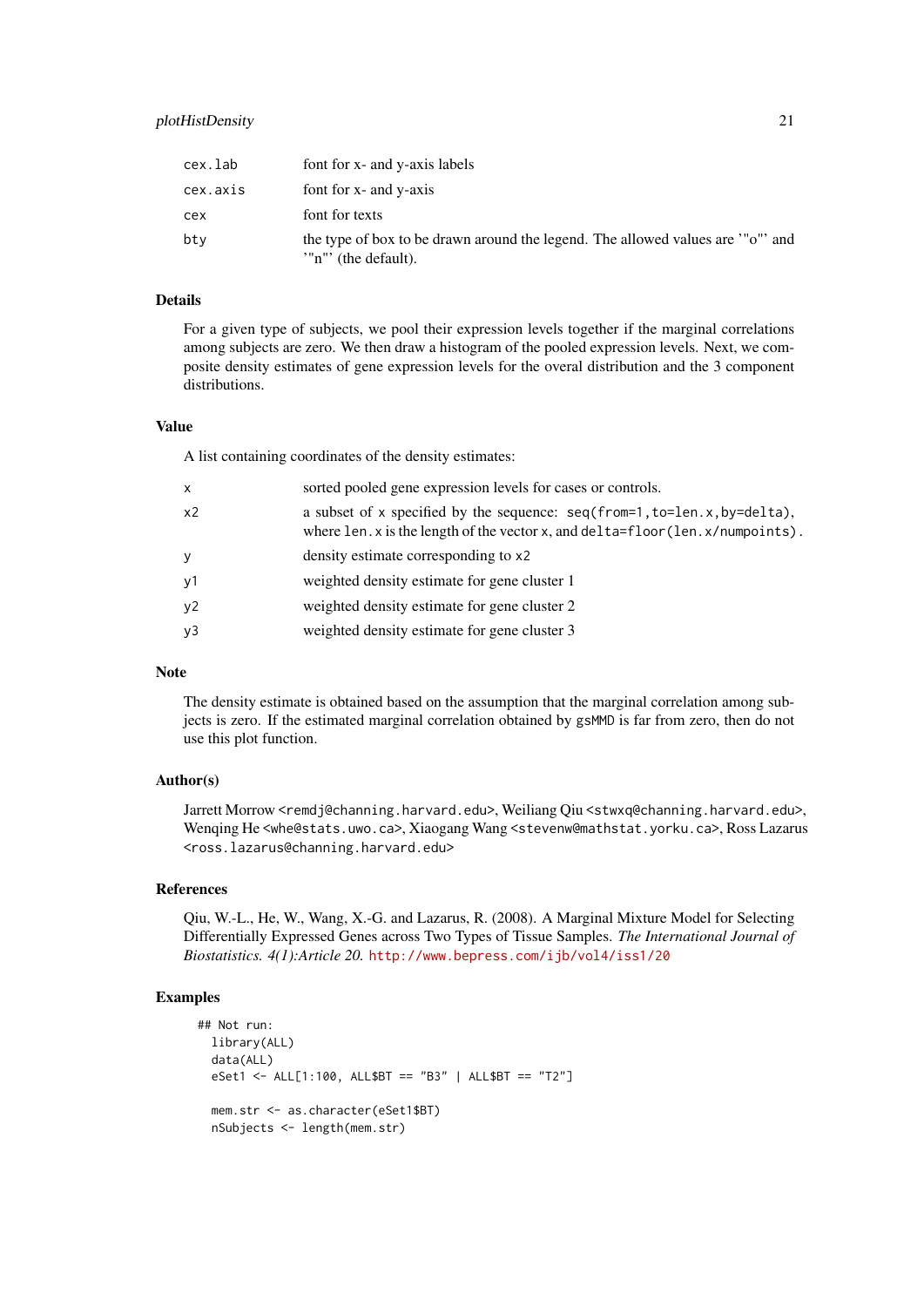| | |
|---|---|
| cex.lab | font for x- and y-axis labels |
| cex.axis | font for x- and y-axis |
| cex | font for texts |
| bty | the type of box to be drawn around the legend. The allowed values are '"o"' and '"n"' (the default). |

### Details

For a given type of subjects, we pool their expression levels together if the marginal correlations among subjects are zero. We then draw a histogram of the pooled expression levels. Next, we composite density estimates of gene expression levels for the overal distribution and the 3 component distributions.

### Value

A list containing coordinates of the density estimates:

| | |
|---|---|
| x | sorted pooled gene expression levels for cases or controls. |
| x2 | a subset of x specified by the sequence: seq(from=1,to=len.x,by=delta), where len.x is the length of the vector x, and delta=floor(len.x/numpoints). |
| y | density estimate corresponding to x2 |
| y1 | weighted density estimate for gene cluster 1 |
| y2 | weighted density estimate for gene cluster 2 |
| y3 | weighted density estimate for gene cluster 3 |

### Note

The density estimate is obtained based on the assumption that the marginal correlation among subjects is zero. If the estimated marginal correlation obtained by gsMMD is far from zero, then do not use this plot function.

### Author(s)

Jarrett Morrow <remdj@channing.harvard.edu>, Weiliang Qiu <stwxq@channing.harvard.edu>, Wenqing He <whe@stats.uwo.ca>, Xiaogang Wang <stevenw@mathstat.yorku.ca>, Ross Lazarus <ross.lazarus@channing.harvard.edu>

### References

Qiu, W.-L., He, W., Wang, X.-G. and Lazarus, R. (2008). A Marginal Mixture Model for Selecting Differentially Expressed Genes across Two Types of Tissue Samples. *The International Journal of Biostatistics. 4(1):Article 20.* http://www.bepress.com/ijb/vol4/iss1/20

### Examples

```
## Not run:
  library(ALL)
  data(ALL)
  eSet1 <- ALL[1:100, ALL$BT == "B3" | ALL$BT == "T2"]

  mem.str <- as.character(eSet1$BT)
  nSubjects <- length(mem.str)
```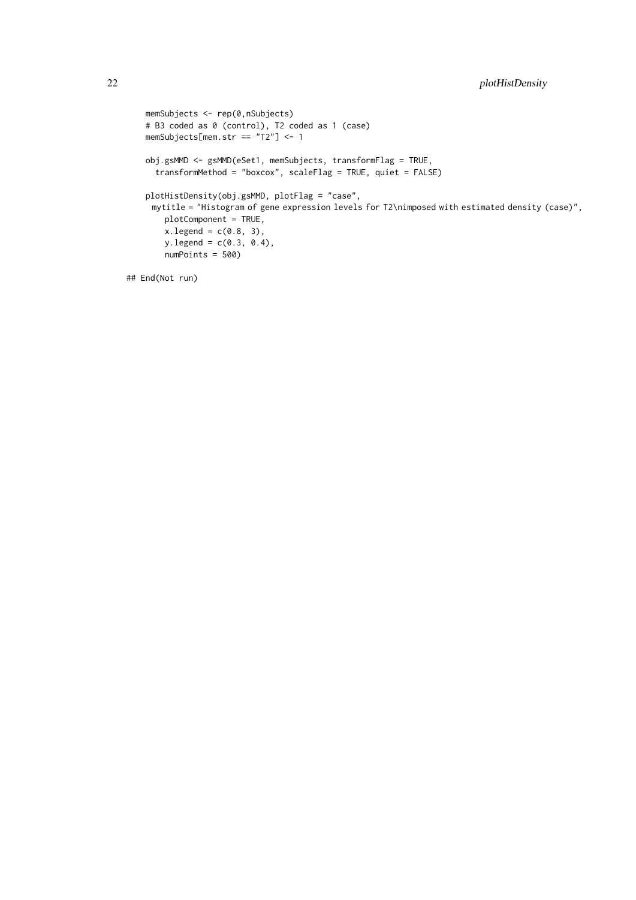```
    memSubjects <- rep(0,nSubjects)
    # B3 coded as 0 (control), T2 coded as 1 (case)
    memSubjects[mem.str == "T2"] <- 1

    obj.gsMMD <- gsMMD(eSet1, memSubjects, transformFlag = TRUE,
      transformMethod = "boxcox", scaleFlag = TRUE, quiet = FALSE)

    plotHistDensity(obj.gsMMD, plotFlag = "case",
     mytitle = "Histogram of gene expression levels for T2\nimposed with estimated density (case)",
        plotComponent = TRUE,
        x.legend = c(0.8, 3),
        y.legend = c(0.3, 0.4),
        numPoints = 500)

## End(Not run)
```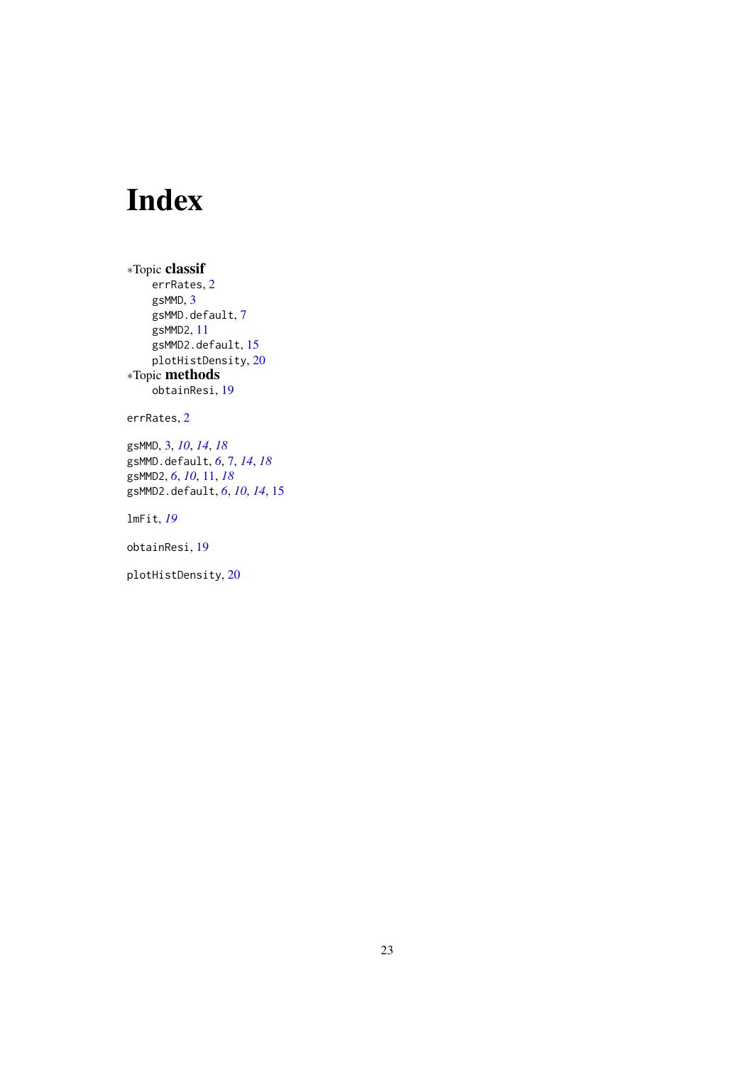# Index

*Topic **classif**

- errRates, 2
- gsMMD, 3
- gsMMD.default, 7
- gsMMD2, 11
- gsMMD2.default, 15
- plotHistDensity, 20

*Topic **methods**

- obtainResi, 19

errRates, 2

gsMMD, 3, *10*, *14*, *18*
gsMMD.default, *6*, 7, *14*, *18*
gsMMD2, *6*, *10*, 11, *18*
gsMMD2.default, *6*, *10*, *14*, 15

lmFit, *19*

obtainResi, 19

plotHistDensity, 20